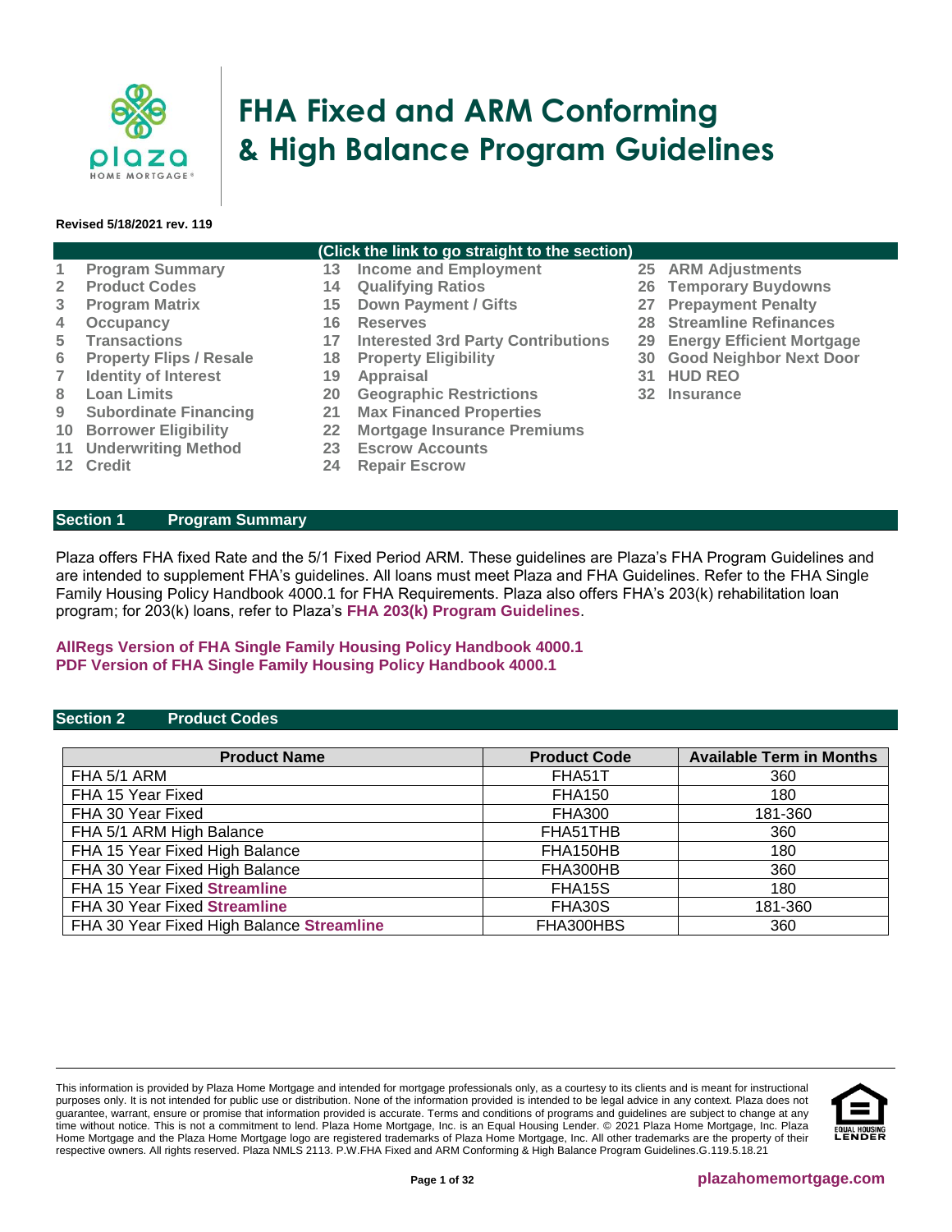# FHA Fixed and ARM Conforming & High Balance Program Guidelines

**Revised 5/18/2021 rev. 119**

**(Click the link to go straight to the section)**

| | | | | | |
|---|---|---|---|---|---|
| 1 | Program Summary | 13 | Income and Employment | 25 | ARM Adjustments |
| 2 | Product Codes | 14 | Qualifying Ratios | 26 | Temporary Buydowns |
| 3 | Program Matrix | 15 | Down Payment / Gifts | 27 | Prepayment Penalty |
| 4 | Occupancy | 16 | Reserves | 28 | Streamline Refinances |
| 5 | Transactions | 17 | Interested 3rd Party Contributions | 29 | Energy Efficient Mortgage |
| 6 | Property Flips / Resale | 18 | Property Eligibility | 30 | Good Neighbor Next Door |
| 7 | Identity of Interest | 19 | Appraisal | 31 | HUD REO |
| 8 | Loan Limits | 20 | Geographic Restrictions | 32 | Insurance |
| 9 | Subordinate Financing | 21 | Max Financed Properties | | |
| 10 | Borrower Eligibility | 22 | Mortgage Insurance Premiums | | |
| 11 | Underwriting Method | 23 | Escrow Accounts | | |
| 12 | Credit | 24 | Repair Escrow | | |

## Section 1 Program Summary

Plaza offers FHA fixed Rate and the 5/1 Fixed Period ARM. These guidelines are Plaza's FHA Program Guidelines and are intended to supplement FHA's guidelines. All loans must meet Plaza and FHA Guidelines. Refer to the FHA Single Family Housing Policy Handbook 4000.1 for FHA Requirements. Plaza also offers FHA's 203(k) rehabilitation loan program; for 203(k) loans, refer to Plaza's **FHA 203(k) Program Guidelines**.

**AllRegs Version of FHA Single Family Housing Policy Handbook 4000.1**
**PDF Version of FHA Single Family Housing Policy Handbook 4000.1**

## Section 2 Product Codes

| Product Name | Product Code | Available Term in Months |
|---|---|---|
| FHA 5/1 ARM | FHA51T | 360 |
| FHA 15 Year Fixed | FHA150 | 180 |
| FHA 30 Year Fixed | FHA300 | 181-360 |
| FHA 5/1 ARM High Balance | FHA51THB | 360 |
| FHA 15 Year Fixed High Balance | FHA150HB | 180 |
| FHA 30 Year Fixed High Balance | FHA300HB | 360 |
| FHA 15 Year Fixed **Streamline** | FHA15S | 180 |
| FHA 30 Year Fixed **Streamline** | FHA30S | 181-360 |
| FHA 30 Year Fixed High Balance **Streamline** | FHA300HBS | 360 |

This information is provided by Plaza Home Mortgage and intended for mortgage professionals only, as a courtesy to its clients and is meant for instructional purposes only. It is not intended for public use or distribution. None of the information provided is intended to be legal advice in any context. Plaza does not guarantee, warrant, ensure or promise that information provided is accurate. Terms and conditions of programs and guidelines are subject to change at any time without notice. This is not a commitment to lend. Plaza Home Mortgage, Inc. is an Equal Housing Lender. © 2021 Plaza Home Mortgage, Inc. Plaza Home Mortgage and the Plaza Home Mortgage logo are registered trademarks of Plaza Home Mortgage, Inc. All other trademarks are the property of their respective owners. All rights reserved. Plaza NMLS 2113. P.W.FHA Fixed and ARM Conforming & High Balance Program Guidelines.G.119.5.18.21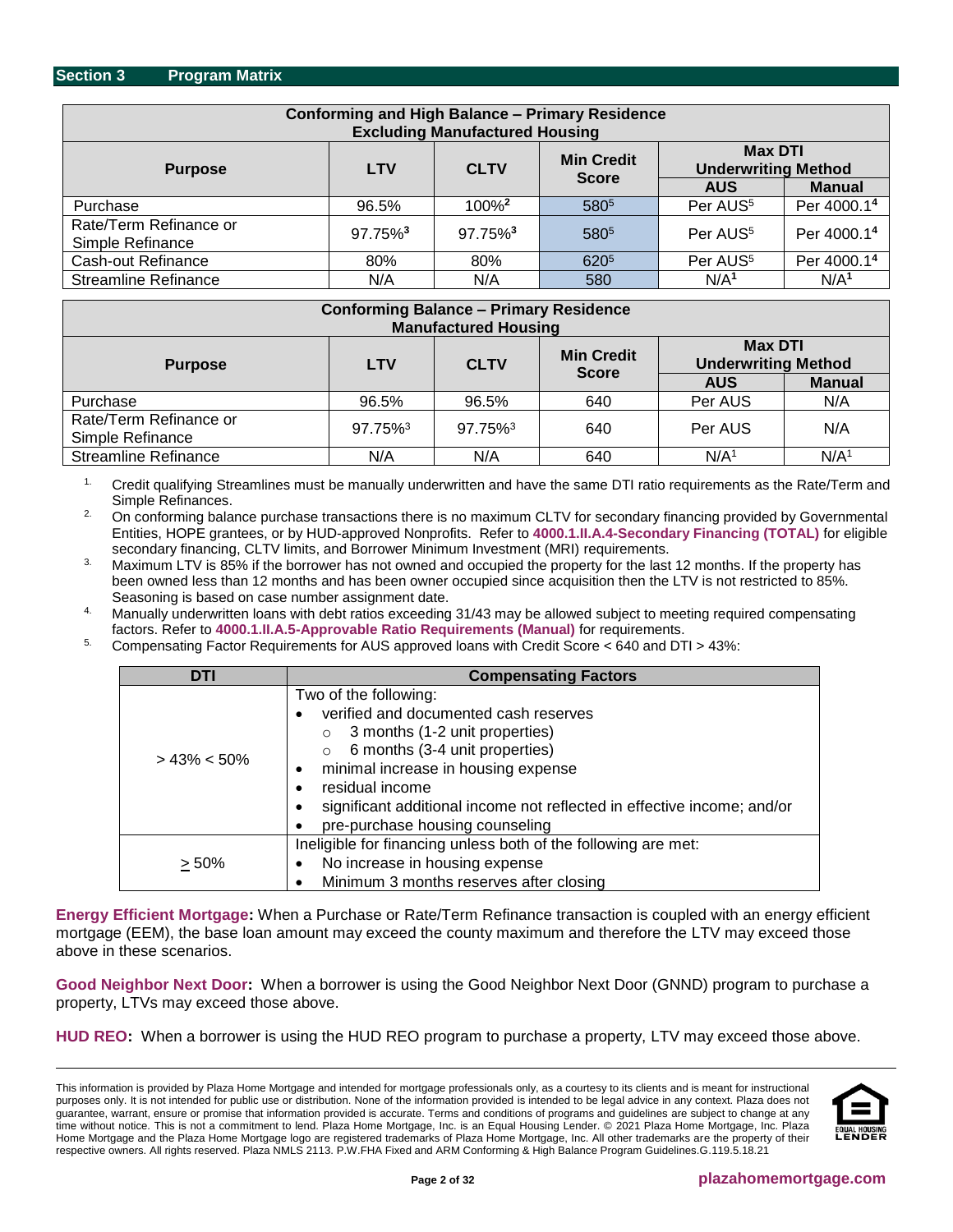## Section 3 Program Matrix

| Conforming and High Balance – Primary Residence Excluding Manufactured Housing | | | | | |
|---|---|---|---|---|---|
| **Purpose** | **LTV** | **CLTV** | **Min Credit Score** | **Max DTI Underwriting Method** | |
| | | | | **AUS** | **Manual** |
| Purchase | 96.5% | 100%[2] | 580[5] | Per AUS[5] | Per 4000.1[4] |
| Rate/Term Refinance or Simple Refinance | 97.75%[3] | 97.75%[3] | 580[5] | Per AUS[5] | Per 4000.1[4] |
| Cash-out Refinance | 80% | 80% | 620[5] | Per AUS[5] | Per 4000.1[4] |
| Streamline Refinance | N/A | N/A | 580 | N/A[1] | N/A[1] |

| Conforming Balance – Primary Residence Manufactured Housing | | | | | |
|---|---|---|---|---|---|
| **Purpose** | **LTV** | **CLTV** | **Min Credit Score** | **Max DTI Underwriting Method** | |
| | | | | **AUS** | **Manual** |
| Purchase | 96.5% | 96.5% | 640 | Per AUS | N/A |
| Rate/Term Refinance or Simple Refinance | 97.75%[3] | 97.75%[3] | 640 | Per AUS | N/A |
| Streamline Refinance | N/A | N/A | 640 | N/A[1] | N/A[1] |

1. Credit qualifying Streamlines must be manually underwritten and have the same DTI ratio requirements as the Rate/Term and Simple Refinances.
2. On conforming balance purchase transactions there is no maximum CLTV for secondary financing provided by Governmental Entities, HOPE grantees, or by HUD-approved Nonprofits. Refer to **4000.1.II.A.4-Secondary Financing (TOTAL)** for eligible secondary financing, CLTV limits, and Borrower Minimum Investment (MRI) requirements.
3. Maximum LTV is 85% if the borrower has not owned and occupied the property for the last 12 months. If the property has been owned less than 12 months and has been owner occupied since acquisition then the LTV is not restricted to 85%. Seasoning is based on case number assignment date.
4. Manually underwritten loans with debt ratios exceeding 31/43 may be allowed subject to meeting required compensating factors. Refer to **4000.1.II.A.5-Approvable Ratio Requirements (Manual)** for requirements.
5. Compensating Factor Requirements for AUS approved loans with Credit Score < 640 and DTI > 43%:

| DTI | Compensating Factors |
|---|---|
| > 43% < 50% | Two of the following:<br>• verified and documented cash reserves<br>○ 3 months (1-2 unit properties)<br>○ 6 months (3-4 unit properties)<br>• minimal increase in housing expense<br>• residual income<br>• significant additional income not reflected in effective income; and/or<br>• pre-purchase housing counseling |
| ≥ 50% | Ineligible for financing unless both of the following are met:<br>• No increase in housing expense<br>• Minimum 3 months reserves after closing |

**Energy Efficient Mortgage:** When a Purchase or Rate/Term Refinance transaction is coupled with an energy efficient mortgage (EEM), the base loan amount may exceed the county maximum and therefore the LTV may exceed those above in these scenarios.

**Good Neighbor Next Door:** When a borrower is using the Good Neighbor Next Door (GNND) program to purchase a property, LTVs may exceed those above.

**HUD REO:** When a borrower is using the HUD REO program to purchase a property, LTV may exceed those above.

This information is provided by Plaza Home Mortgage and intended for mortgage professionals only, as a courtesy to its clients and is meant for instructional purposes only. It is not intended for public use or distribution. None of the information provided is intended to be legal advice in any context. Plaza does not guarantee, warrant, ensure or promise that information provided is accurate. Terms and conditions of programs and guidelines are subject to change at any time without notice. This is not a commitment to lend. Plaza Home Mortgage, Inc. is an Equal Housing Lender. © 2021 Plaza Home Mortgage, Inc. Plaza Home Mortgage and the Plaza Home Mortgage logo are registered trademarks of Plaza Home Mortgage, Inc. All other trademarks are the property of their respective owners. All rights reserved. Plaza NMLS 2113. P.W.FHA Fixed and ARM Conforming & High Balance Program Guidelines.G.119.5.18.21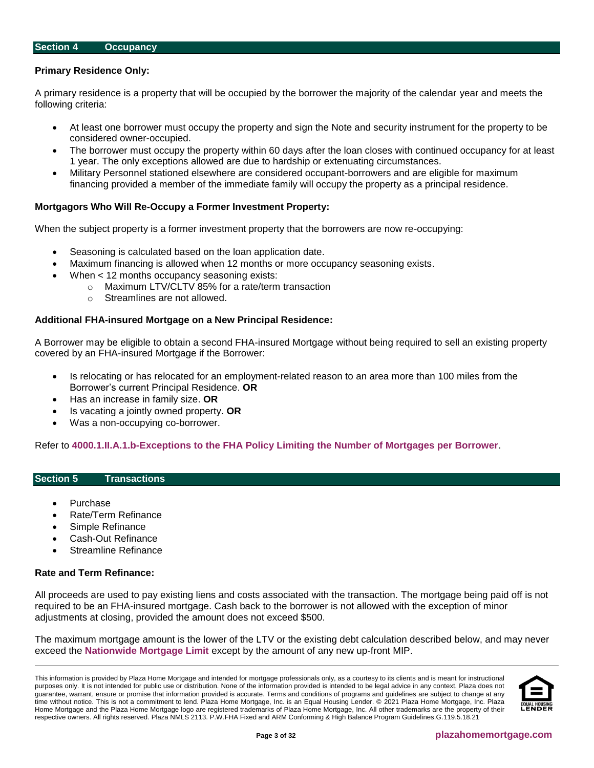## Section 4 Occupancy

**Primary Residence Only:**

A primary residence is a property that will be occupied by the borrower the majority of the calendar year and meets the following criteria:

- At least one borrower must occupy the property and sign the Note and security instrument for the property to be considered owner-occupied.
- The borrower must occupy the property within 60 days after the loan closes with continued occupancy for at least 1 year. The only exceptions allowed are due to hardship or extenuating circumstances.
- Military Personnel stationed elsewhere are considered occupant-borrowers and are eligible for maximum financing provided a member of the immediate family will occupy the property as a principal residence.

**Mortgagors Who Will Re-Occupy a Former Investment Property:**

When the subject property is a former investment property that the borrowers are now re-occupying:

- Seasoning is calculated based on the loan application date.
- Maximum financing is allowed when 12 months or more occupancy seasoning exists.
- When < 12 months occupancy seasoning exists:
  - Maximum LTV/CLTV 85% for a rate/term transaction
  - Streamlines are not allowed.

**Additional FHA-insured Mortgage on a New Principal Residence:**

A Borrower may be eligible to obtain a second FHA-insured Mortgage without being required to sell an existing property covered by an FHA-insured Mortgage if the Borrower:

- Is relocating or has relocated for an employment-related reason to an area more than 100 miles from the Borrower's current Principal Residence. **OR**
- Has an increase in family size. **OR**
- Is vacating a jointly owned property. **OR**
- Was a non-occupying co-borrower.

Refer to **4000.1.II.A.1.b-Exceptions to the FHA Policy Limiting the Number of Mortgages per Borrower**.

## Section 5 Transactions

- Purchase
- Rate/Term Refinance
- Simple Refinance
- Cash-Out Refinance
- Streamline Refinance

**Rate and Term Refinance:**

All proceeds are used to pay existing liens and costs associated with the transaction. The mortgage being paid off is not required to be an FHA-insured mortgage. Cash back to the borrower is not allowed with the exception of minor adjustments at closing, provided the amount does not exceed $500.

The maximum mortgage amount is the lower of the LTV or the existing debt calculation described below, and may never exceed the **Nationwide Mortgage Limit** except by the amount of any new up-front MIP.

This information is provided by Plaza Home Mortgage and intended for mortgage professionals only, as a courtesy to its clients and is meant for instructional purposes only. It is not intended for public use or distribution. None of the information provided is intended to be legal advice in any context. Plaza does not guarantee, warrant, ensure or promise that information provided is accurate. Terms and conditions of programs and guidelines are subject to change at any time without notice. This is not a commitment to lend. Plaza Home Mortgage, Inc. is an Equal Housing Lender. © 2021 Plaza Home Mortgage, Inc. Plaza Home Mortgage and the Plaza Home Mortgage logo are registered trademarks of Plaza Home Mortgage, Inc. All other trademarks are the property of their respective owners. All rights reserved. Plaza NMLS 2113. P.W.FHA Fixed and ARM Conforming & High Balance Program Guidelines.G.119.5.18.21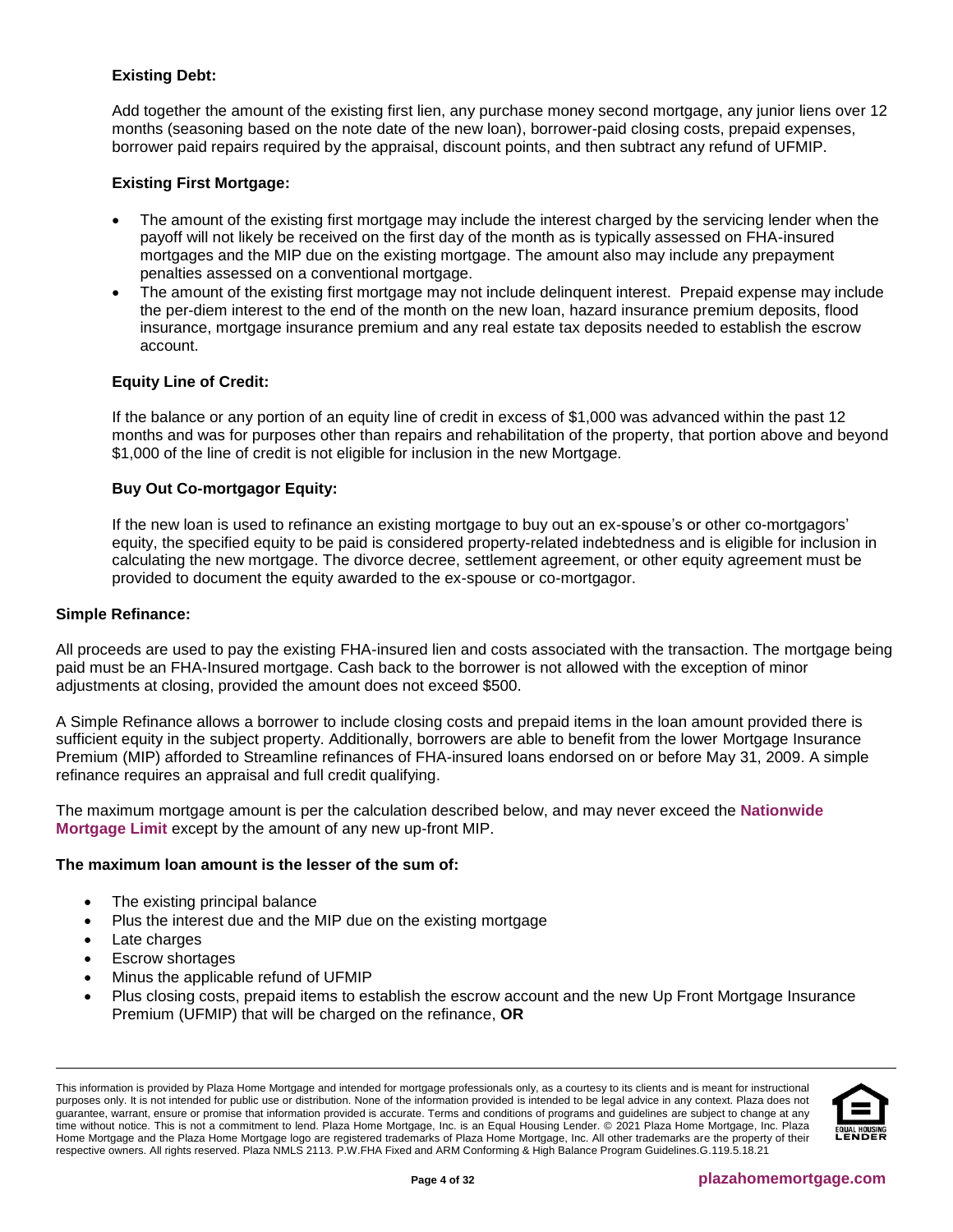### Existing Debt:

Add together the amount of the existing first lien, any purchase money second mortgage, any junior liens over 12 months (seasoning based on the note date of the new loan), borrower-paid closing costs, prepaid expenses, borrower paid repairs required by the appraisal, discount points, and then subtract any refund of UFMIP.

### Existing First Mortgage:

- The amount of the existing first mortgage may include the interest charged by the servicing lender when the payoff will not likely be received on the first day of the month as is typically assessed on FHA-insured mortgages and the MIP due on the existing mortgage. The amount also may include any prepayment penalties assessed on a conventional mortgage.
- The amount of the existing first mortgage may not include delinquent interest. Prepaid expense may include the per-diem interest to the end of the month on the new loan, hazard insurance premium deposits, flood insurance, mortgage insurance premium and any real estate tax deposits needed to establish the escrow account.

### Equity Line of Credit:

If the balance or any portion of an equity line of credit in excess of $1,000 was advanced within the past 12 months and was for purposes other than repairs and rehabilitation of the property, that portion above and beyond $1,000 of the line of credit is not eligible for inclusion in the new Mortgage.

### Buy Out Co-mortgagor Equity:

If the new loan is used to refinance an existing mortgage to buy out an ex-spouse's or other co-mortgagors' equity, the specified equity to be paid is considered property-related indebtedness and is eligible for inclusion in calculating the new mortgage. The divorce decree, settlement agreement, or other equity agreement must be provided to document the equity awarded to the ex-spouse or co-mortgagor.

## Simple Refinance:

All proceeds are used to pay the existing FHA-insured lien and costs associated with the transaction. The mortgage being paid must be an FHA-Insured mortgage. Cash back to the borrower is not allowed with the exception of minor adjustments at closing, provided the amount does not exceed $500.

A Simple Refinance allows a borrower to include closing costs and prepaid items in the loan amount provided there is sufficient equity in the subject property. Additionally, borrowers are able to benefit from the lower Mortgage Insurance Premium (MIP) afforded to Streamline refinances of FHA-insured loans endorsed on or before May 31, 2009. A simple refinance requires an appraisal and full credit qualifying.

The maximum mortgage amount is per the calculation described below, and may never exceed the **Nationwide Mortgage Limit** except by the amount of any new up-front MIP.

**The maximum loan amount is the lesser of the sum of:**

- The existing principal balance
- Plus the interest due and the MIP due on the existing mortgage
- Late charges
- Escrow shortages
- Minus the applicable refund of UFMIP
- Plus closing costs, prepaid items to establish the escrow account and the new Up Front Mortgage Insurance Premium (UFMIP) that will be charged on the refinance, **OR**

This information is provided by Plaza Home Mortgage and intended for mortgage professionals only, as a courtesy to its clients and is meant for instructional purposes only. It is not intended for public use or distribution. None of the information provided is intended to be legal advice in any context. Plaza does not guarantee, warrant, ensure or promise that information provided is accurate. Terms and conditions of programs and guidelines are subject to change at any time without notice. This is not a commitment to lend. Plaza Home Mortgage, Inc. is an Equal Housing Lender. © 2021 Plaza Home Mortgage, Inc. Plaza Home Mortgage and the Plaza Home Mortgage logo are registered trademarks of Plaza Home Mortgage, Inc. All other trademarks are the property of their respective owners. All rights reserved. Plaza NMLS 2113. P.W.FHA Fixed and ARM Conforming & High Balance Program Guidelines.G.119.5.18.21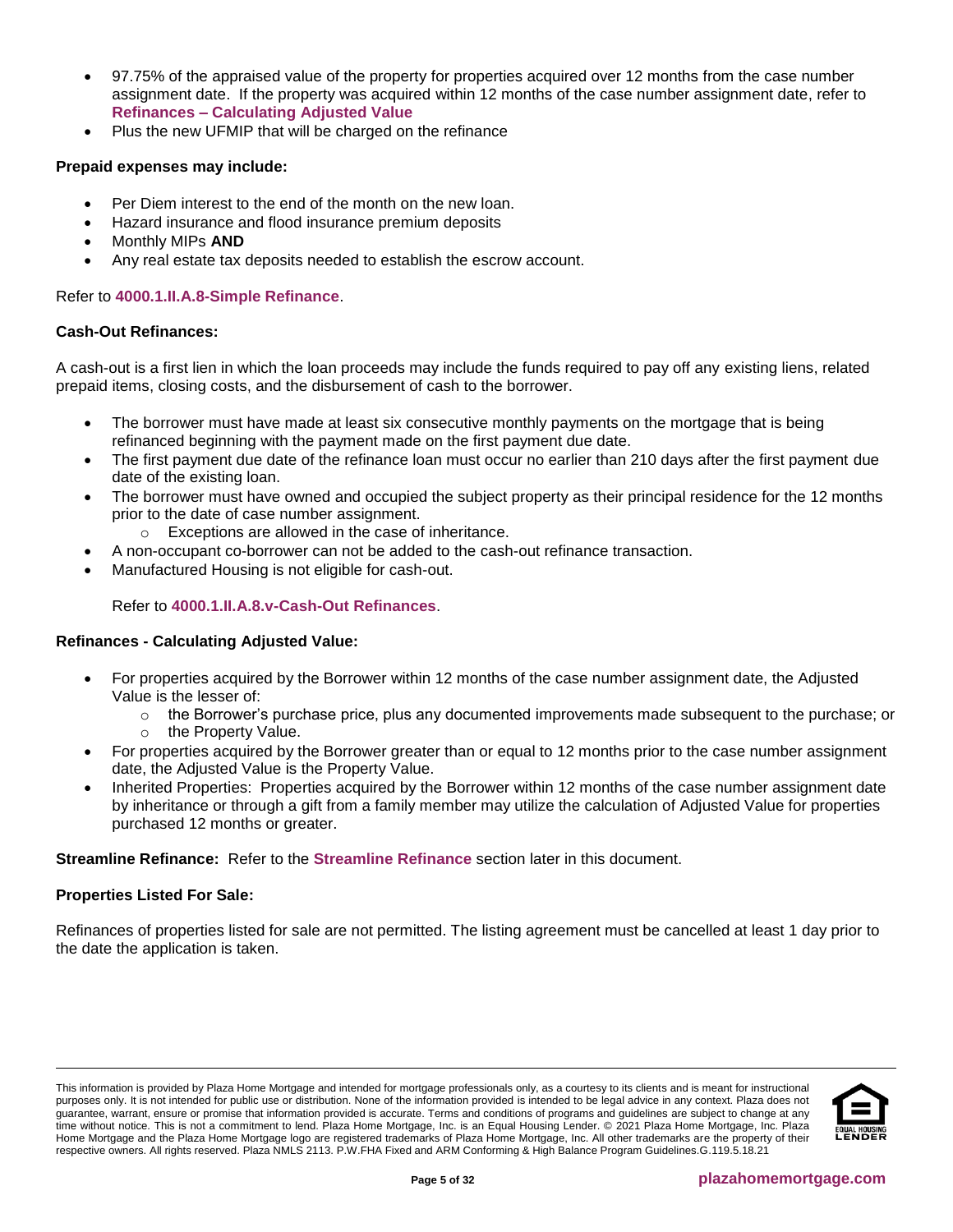- 97.75% of the appraised value of the property for properties acquired over 12 months from the case number assignment date. If the property was acquired within 12 months of the case number assignment date, refer to **Refinances – Calculating Adjusted Value**
- Plus the new UFMIP that will be charged on the refinance

**Prepaid expenses may include:**

- Per Diem interest to the end of the month on the new loan.
- Hazard insurance and flood insurance premium deposits
- Monthly MIPs **AND**
- Any real estate tax deposits needed to establish the escrow account.

Refer to **4000.1.II.A.8-Simple Refinance**.

**Cash-Out Refinances:**

A cash-out is a first lien in which the loan proceeds may include the funds required to pay off any existing liens, related prepaid items, closing costs, and the disbursement of cash to the borrower.

- The borrower must have made at least six consecutive monthly payments on the mortgage that is being refinanced beginning with the payment made on the first payment due date.
- The first payment due date of the refinance loan must occur no earlier than 210 days after the first payment due date of the existing loan.
- The borrower must have owned and occupied the subject property as their principal residence for the 12 months prior to the date of case number assignment.
  - Exceptions are allowed in the case of inheritance.
- A non-occupant co-borrower can not be added to the cash-out refinance transaction.
- Manufactured Housing is not eligible for cash-out.

  Refer to **4000.1.II.A.8.v-Cash-Out Refinances**.

**Refinances - Calculating Adjusted Value:**

- For properties acquired by the Borrower within 12 months of the case number assignment date, the Adjusted Value is the lesser of:
  - the Borrower's purchase price, plus any documented improvements made subsequent to the purchase; or
  - the Property Value.
- For properties acquired by the Borrower greater than or equal to 12 months prior to the case number assignment date, the Adjusted Value is the Property Value.
- Inherited Properties: Properties acquired by the Borrower within 12 months of the case number assignment date by inheritance or through a gift from a family member may utilize the calculation of Adjusted Value for properties purchased 12 months or greater.

**Streamline Refinance:** Refer to the **Streamline Refinance** section later in this document.

**Properties Listed For Sale:**

Refinances of properties listed for sale are not permitted. The listing agreement must be cancelled at least 1 day prior to the date the application is taken.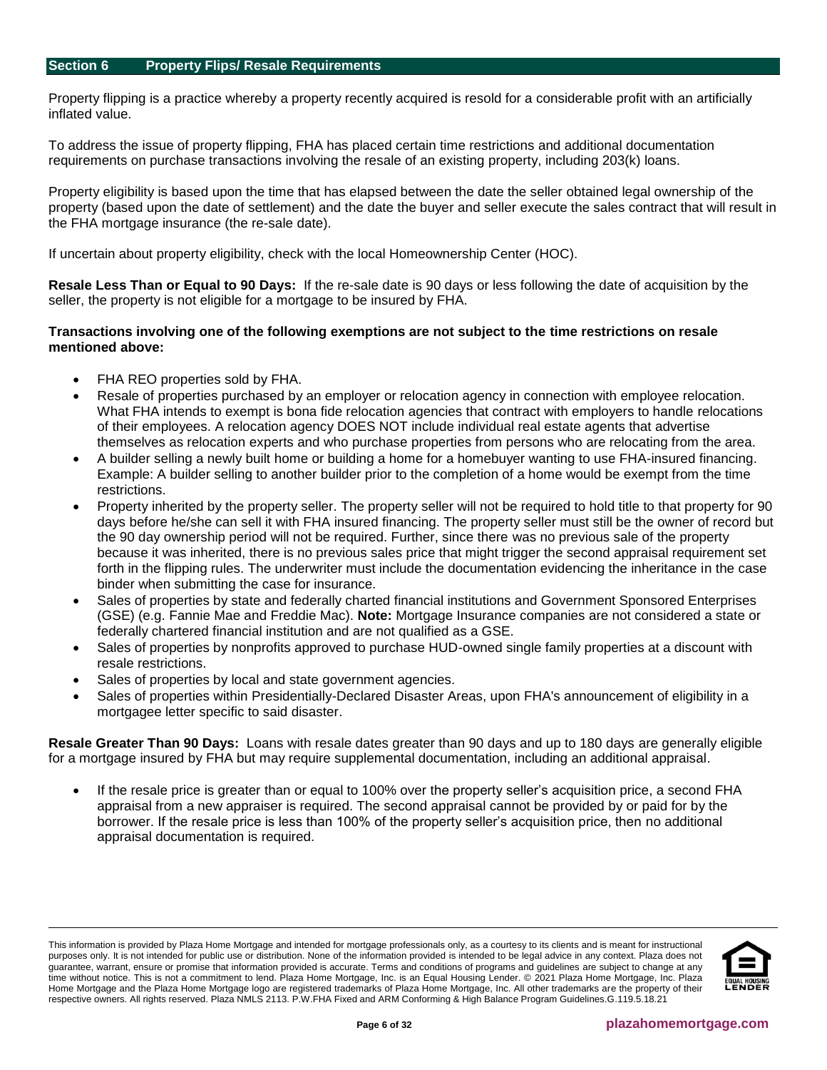## Section 6 Property Flips/ Resale Requirements

Property flipping is a practice whereby a property recently acquired is resold for a considerable profit with an artificially inflated value.

To address the issue of property flipping, FHA has placed certain time restrictions and additional documentation requirements on purchase transactions involving the resale of an existing property, including 203(k) loans.

Property eligibility is based upon the time that has elapsed between the date the seller obtained legal ownership of the property (based upon the date of settlement) and the date the buyer and seller execute the sales contract that will result in the FHA mortgage insurance (the re-sale date).

If uncertain about property eligibility, check with the local Homeownership Center (HOC).

**Resale Less Than or Equal to 90 Days:** If the re-sale date is 90 days or less following the date of acquisition by the seller, the property is not eligible for a mortgage to be insured by FHA.

**Transactions involving one of the following exemptions are not subject to the time restrictions on resale mentioned above:**

- FHA REO properties sold by FHA.
- Resale of properties purchased by an employer or relocation agency in connection with employee relocation. What FHA intends to exempt is bona fide relocation agencies that contract with employers to handle relocations of their employees. A relocation agency DOES NOT include individual real estate agents that advertise themselves as relocation experts and who purchase properties from persons who are relocating from the area.
- A builder selling a newly built home or building a home for a homebuyer wanting to use FHA-insured financing. Example: A builder selling to another builder prior to the completion of a home would be exempt from the time restrictions.
- Property inherited by the property seller. The property seller will not be required to hold title to that property for 90 days before he/she can sell it with FHA insured financing. The property seller must still be the owner of record but the 90 day ownership period will not be required. Further, since there was no previous sale of the property because it was inherited, there is no previous sales price that might trigger the second appraisal requirement set forth in the flipping rules. The underwriter must include the documentation evidencing the inheritance in the case binder when submitting the case for insurance.
- Sales of properties by state and federally charted financial institutions and Government Sponsored Enterprises (GSE) (e.g. Fannie Mae and Freddie Mac). **Note:** Mortgage Insurance companies are not considered a state or federally chartered financial institution and are not qualified as a GSE.
- Sales of properties by nonprofits approved to purchase HUD-owned single family properties at a discount with resale restrictions.
- Sales of properties by local and state government agencies.
- Sales of properties within Presidentially-Declared Disaster Areas, upon FHA's announcement of eligibility in a mortgagee letter specific to said disaster.

**Resale Greater Than 90 Days:** Loans with resale dates greater than 90 days and up to 180 days are generally eligible for a mortgage insured by FHA but may require supplemental documentation, including an additional appraisal.

- If the resale price is greater than or equal to 100% over the property seller's acquisition price, a second FHA appraisal from a new appraiser is required. The second appraisal cannot be provided by or paid for by the borrower. If the resale price is less than 100% of the property seller's acquisition price, then no additional appraisal documentation is required.

This information is provided by Plaza Home Mortgage and intended for mortgage professionals only, as a courtesy to its clients and is meant for instructional purposes only. It is not intended for public use or distribution. None of the information provided is intended to be legal advice in any context. Plaza does not guarantee, warrant, ensure or promise that information provided is accurate. Terms and conditions of programs and guidelines are subject to change at any time without notice. This is not a commitment to lend. Plaza Home Mortgage, Inc. is an Equal Housing Lender. © 2021 Plaza Home Mortgage, Inc. Plaza Home Mortgage and the Plaza Home Mortgage logo are registered trademarks of Plaza Home Mortgage, Inc. All other trademarks are the property of their respective owners. All rights reserved. Plaza NMLS 2113. P.W.FHA Fixed and ARM Conforming & High Balance Program Guidelines.G.119.5.18.21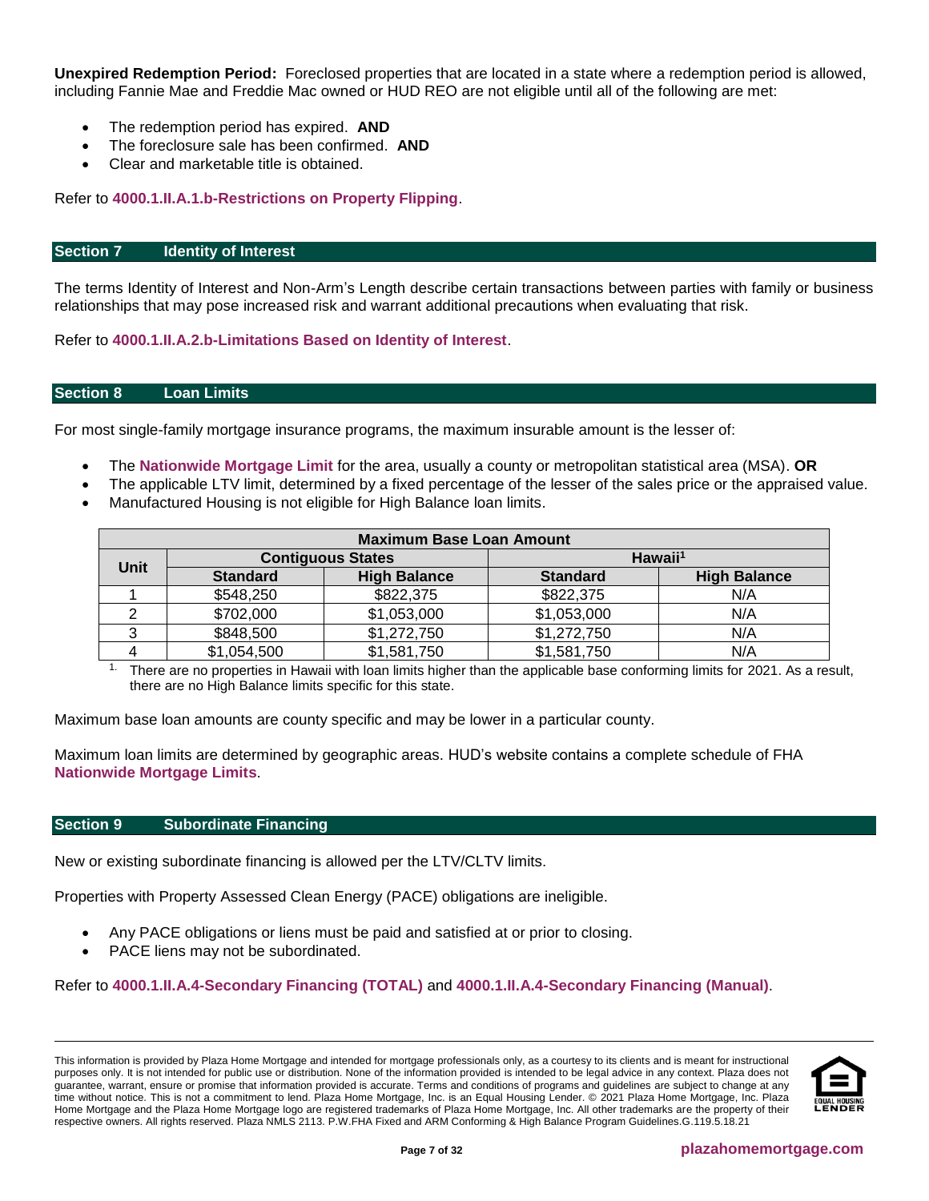**Unexpired Redemption Period:** Foreclosed properties that are located in a state where a redemption period is allowed, including Fannie Mae and Freddie Mac owned or HUD REO are not eligible until all of the following are met:

- The redemption period has expired. **AND**
- The foreclosure sale has been confirmed. **AND**
- Clear and marketable title is obtained.

Refer to **4000.1.II.A.1.b-Restrictions on Property Flipping**.

## Section 7 Identity of Interest

The terms Identity of Interest and Non-Arm's Length describe certain transactions between parties with family or business relationships that may pose increased risk and warrant additional precautions when evaluating that risk.

Refer to **4000.1.II.A.2.b-Limitations Based on Identity of Interest**.

## Section 8 Loan Limits

For most single-family mortgage insurance programs, the maximum insurable amount is the lesser of:

- The **Nationwide Mortgage Limit** for the area, usually a county or metropolitan statistical area (MSA). **OR**
- The applicable LTV limit, determined by a fixed percentage of the lesser of the sales price or the appraised value.
- Manufactured Housing is not eligible for High Balance loan limits.

| Maximum Base Loan Amount | | | | |
|---|---|---|---|---|
| Unit | Contiguous States | | Hawaii[1] | |
| | Standard | High Balance | Standard | High Balance |
| 1 | $548,250 | $822,375 | $822,375 | N/A |
| 2 | $702,000 | $1,053,000 | $1,053,000 | N/A |
| 3 | $848,500 | $1,272,750 | $1,272,750 | N/A |
| 4 | $1,054,500 | $1,581,750 | $1,581,750 | N/A |

[1] There are no properties in Hawaii with loan limits higher than the applicable base conforming limits for 2021. As a result, there are no High Balance limits specific for this state.

Maximum base loan amounts are county specific and may be lower in a particular county.

Maximum loan limits are determined by geographic areas. HUD's website contains a complete schedule of FHA **Nationwide Mortgage Limits**.

## Section 9 Subordinate Financing

New or existing subordinate financing is allowed per the LTV/CLTV limits.

Properties with Property Assessed Clean Energy (PACE) obligations are ineligible.

- Any PACE obligations or liens must be paid and satisfied at or prior to closing.
- PACE liens may not be subordinated.

Refer to **4000.1.II.A.4-Secondary Financing (TOTAL)** and **4000.1.II.A.4-Secondary Financing (Manual)**.

This information is provided by Plaza Home Mortgage and intended for mortgage professionals only, as a courtesy to its clients and is meant for instructional purposes only. It is not intended for public use or distribution. None of the information provided is intended to be legal advice in any context. Plaza does not guarantee, warrant, ensure or promise that information provided is accurate. Terms and conditions of programs and guidelines are subject to change at any time without notice. This is not a commitment to lend. Plaza Home Mortgage, Inc. is an Equal Housing Lender. © 2021 Plaza Home Mortgage, Inc. Plaza Home Mortgage and the Plaza Home Mortgage logo are registered trademarks of Plaza Home Mortgage, Inc. All other trademarks are the property of their respective owners. All rights reserved. Plaza NMLS 2113. P.W.FHA Fixed and ARM Conforming & High Balance Program Guidelines.G.119.5.18.21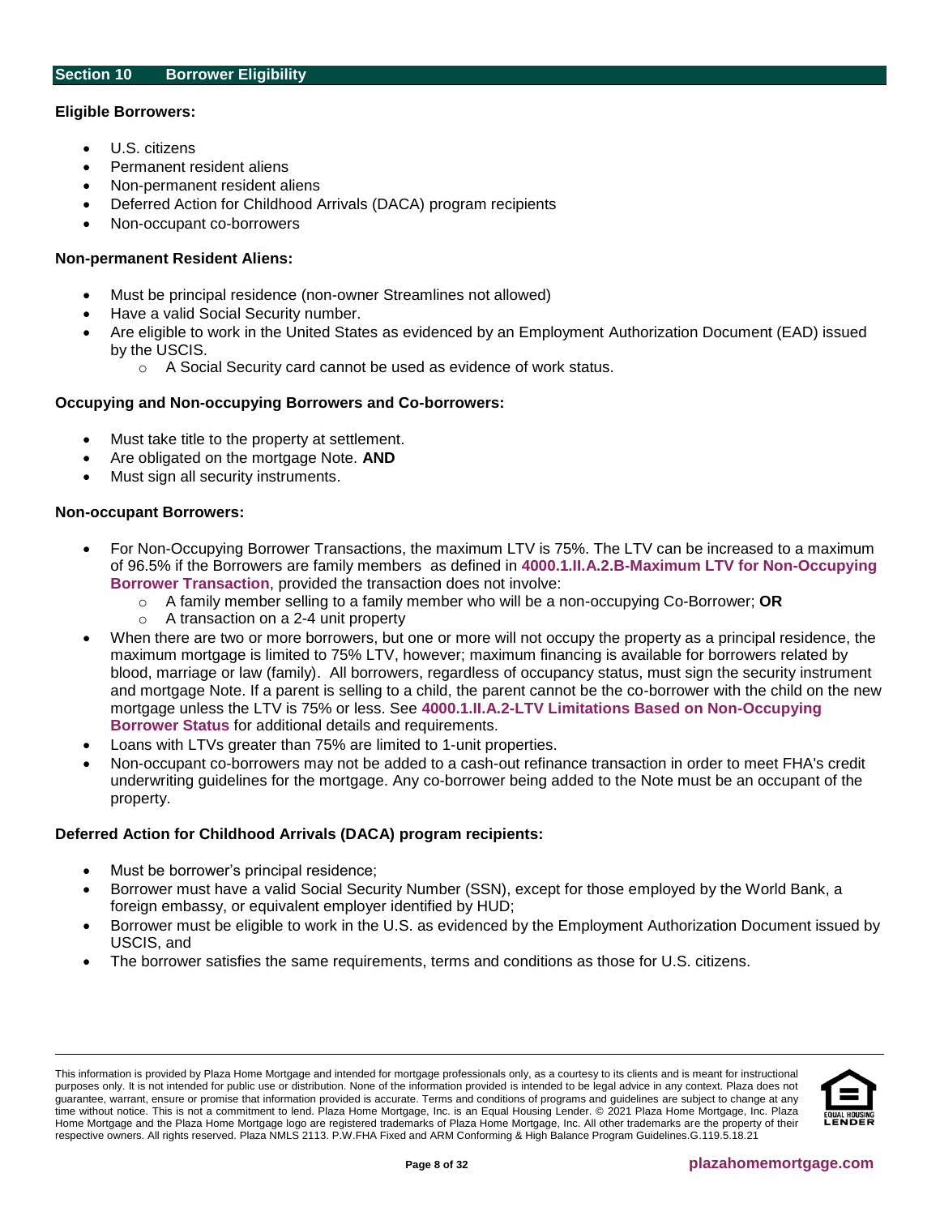## Section 10 Borrower Eligibility

**Eligible Borrowers:**

- U.S. citizens
- Permanent resident aliens
- Non-permanent resident aliens
- Deferred Action for Childhood Arrivals (DACA) program recipients
- Non-occupant co-borrowers

**Non-permanent Resident Aliens:**

- Must be principal residence (non-owner Streamlines not allowed)
- Have a valid Social Security number.
- Are eligible to work in the United States as evidenced by an Employment Authorization Document (EAD) issued by the USCIS.
  - A Social Security card cannot be used as evidence of work status.

**Occupying and Non-occupying Borrowers and Co-borrowers:**

- Must take title to the property at settlement.
- Are obligated on the mortgage Note. **AND**
- Must sign all security instruments.

**Non-occupant Borrowers:**

- For Non-Occupying Borrower Transactions, the maximum LTV is 75%. The LTV can be increased to a maximum of 96.5% if the Borrowers are family members as defined in **4000.1.II.A.2.B-Maximum LTV for Non-Occupying Borrower Transaction**, provided the transaction does not involve:
  - A family member selling to a family member who will be a non-occupying Co-Borrower; **OR**
  - A transaction on a 2-4 unit property
- When there are two or more borrowers, but one or more will not occupy the property as a principal residence, the maximum mortgage is limited to 75% LTV, however; maximum financing is available for borrowers related by blood, marriage or law (family). All borrowers, regardless of occupancy status, must sign the security instrument and mortgage Note. If a parent is selling to a child, the parent cannot be the co-borrower with the child on the new mortgage unless the LTV is 75% or less. See **4000.1.II.A.2-LTV Limitations Based on Non-Occupying Borrower Status** for additional details and requirements.
- Loans with LTVs greater than 75% are limited to 1-unit properties.
- Non-occupant co-borrowers may not be added to a cash-out refinance transaction in order to meet FHA's credit underwriting guidelines for the mortgage. Any co-borrower being added to the Note must be an occupant of the property.

**Deferred Action for Childhood Arrivals (DACA) program recipients:**

- Must be borrower's principal residence;
- Borrower must have a valid Social Security Number (SSN), except for those employed by the World Bank, a foreign embassy, or equivalent employer identified by HUD;
- Borrower must be eligible to work in the U.S. as evidenced by the Employment Authorization Document issued by USCIS, and
- The borrower satisfies the same requirements, terms and conditions as those for U.S. citizens.

This information is provided by Plaza Home Mortgage and intended for mortgage professionals only, as a courtesy to its clients and is meant for instructional purposes only. It is not intended for public use or distribution. None of the information provided is intended to be legal advice in any context. Plaza does not guarantee, warrant, ensure or promise that information provided is accurate. Terms and conditions of programs and guidelines are subject to change at any time without notice. This is not a commitment to lend. Plaza Home Mortgage, Inc. is an Equal Housing Lender. © 2021 Plaza Home Mortgage, Inc. Plaza Home Mortgage and the Plaza Home Mortgage logo are registered trademarks of Plaza Home Mortgage, Inc. All other trademarks are the property of their respective owners. All rights reserved. Plaza NMLS 2113. P.W.FHA Fixed and ARM Conforming & High Balance Program Guidelines.G.119.5.18.21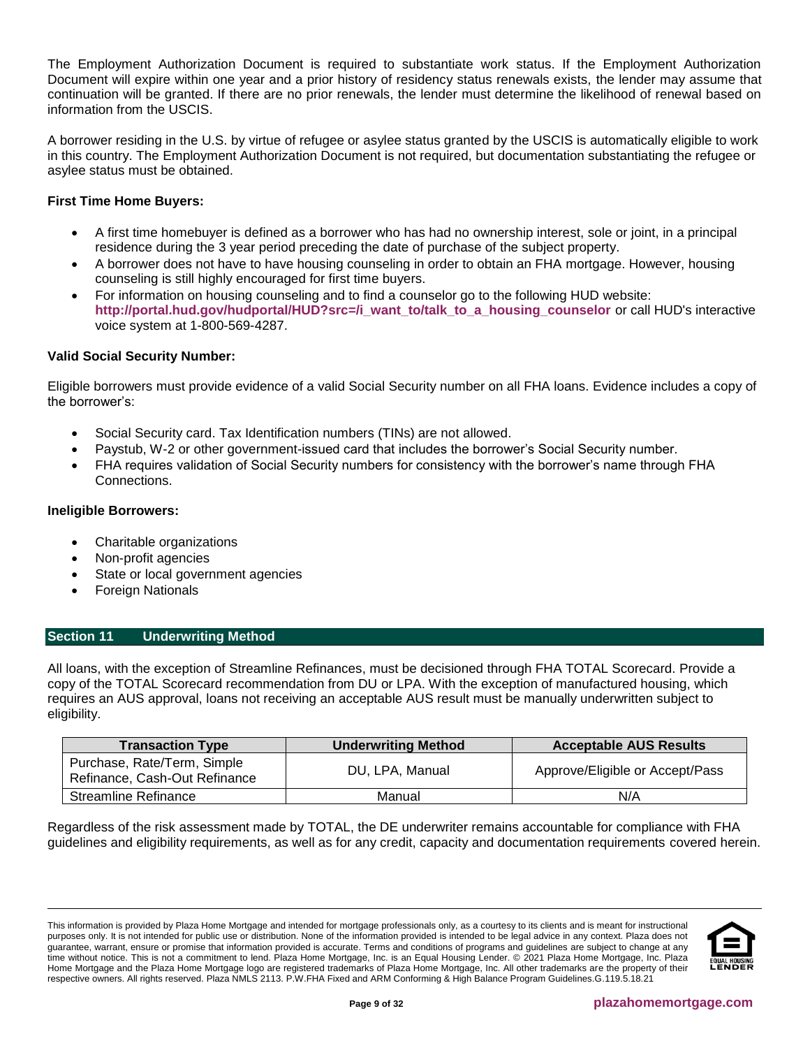The Employment Authorization Document is required to substantiate work status. If the Employment Authorization Document will expire within one year and a prior history of residency status renewals exists, the lender may assume that continuation will be granted. If there are no prior renewals, the lender must determine the likelihood of renewal based on information from the USCIS.

A borrower residing in the U.S. by virtue of refugee or asylee status granted by the USCIS is automatically eligible to work in this country. The Employment Authorization Document is not required, but documentation substantiating the refugee or asylee status must be obtained.

**First Time Home Buyers:**

- A first time homebuyer is defined as a borrower who has had no ownership interest, sole or joint, in a principal residence during the 3 year period preceding the date of purchase of the subject property.
- A borrower does not have to have housing counseling in order to obtain an FHA mortgage. However, housing counseling is still highly encouraged for first time buyers.
- For information on housing counseling and to find a counselor go to the following HUD website: **http://portal.hud.gov/hudportal/HUD?src=/i_want_to/talk_to_a_housing_counselor** or call HUD's interactive voice system at 1-800-569-4287.

**Valid Social Security Number:**

Eligible borrowers must provide evidence of a valid Social Security number on all FHA loans. Evidence includes a copy of the borrower's:

- Social Security card. Tax Identification numbers (TINs) are not allowed.
- Paystub, W-2 or other government-issued card that includes the borrower's Social Security number.
- FHA requires validation of Social Security numbers for consistency with the borrower's name through FHA Connections.

**Ineligible Borrowers:**

- Charitable organizations
- Non-profit agencies
- State or local government agencies
- Foreign Nationals

## Section 11 Underwriting Method

All loans, with the exception of Streamline Refinances, must be decisioned through FHA TOTAL Scorecard. Provide a copy of the TOTAL Scorecard recommendation from DU or LPA. With the exception of manufactured housing, which requires an AUS approval, loans not receiving an acceptable AUS result must be manually underwritten subject to eligibility.

| Transaction Type | Underwriting Method | Acceptable AUS Results |
|---|---|---|
| Purchase, Rate/Term, Simple Refinance, Cash-Out Refinance | DU, LPA, Manual | Approve/Eligible or Accept/Pass |
| Streamline Refinance | Manual | N/A |

Regardless of the risk assessment made by TOTAL, the DE underwriter remains accountable for compliance with FHA guidelines and eligibility requirements, as well as for any credit, capacity and documentation requirements covered herein.

This information is provided by Plaza Home Mortgage and intended for mortgage professionals only, as a courtesy to its clients and is meant for instructional purposes only. It is not intended for public use or distribution. None of the information provided is intended to be legal advice in any context. Plaza does not guarantee, warrant, ensure or promise that information provided is accurate. Terms and conditions of programs and guidelines are subject to change at any time without notice. This is not a commitment to lend. Plaza Home Mortgage, Inc. is an Equal Housing Lender. © 2021 Plaza Home Mortgage, Inc. Plaza Home Mortgage and the Plaza Home Mortgage logo are registered trademarks of Plaza Home Mortgage, Inc. All other trademarks are the property of their respective owners. All rights reserved. Plaza NMLS 2113. P.W.FHA Fixed and ARM Conforming & High Balance Program Guidelines.G.119.5.18.21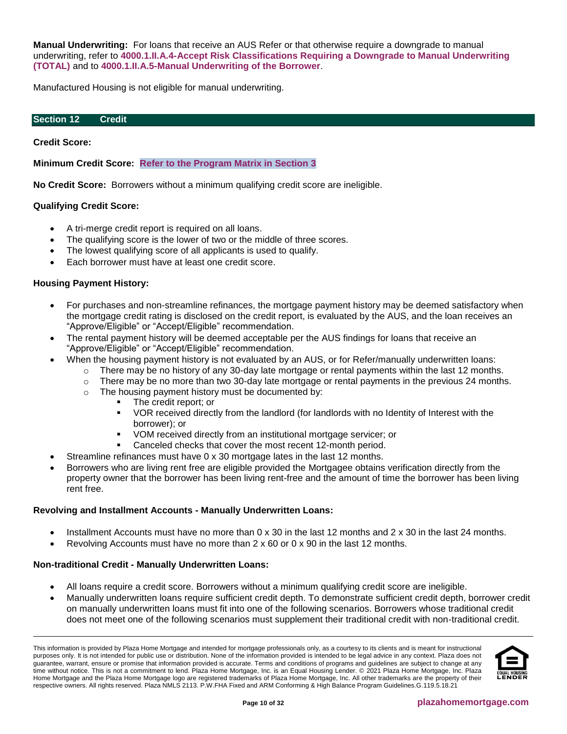**Manual Underwriting:** For loans that receive an AUS Refer or that otherwise require a downgrade to manual underwriting, refer to **4000.1.II.A.4-Accept Risk Classifications Requiring a Downgrade to Manual Underwriting (TOTAL)** and to **4000.1.II.A.5-Manual Underwriting of the Borrower**.

Manufactured Housing is not eligible for manual underwriting.

## Section 12 Credit

**Credit Score:**

**Minimum Credit Score:** **Refer to the Program Matrix in Section 3**

**No Credit Score:** Borrowers without a minimum qualifying credit score are ineligible.

**Qualifying Credit Score:**

- A tri-merge credit report is required on all loans.
- The qualifying score is the lower of two or the middle of three scores.
- The lowest qualifying score of all applicants is used to qualify.
- Each borrower must have at least one credit score.

**Housing Payment History:**

- For purchases and non-streamline refinances, the mortgage payment history may be deemed satisfactory when the mortgage credit rating is disclosed on the credit report, is evaluated by the AUS, and the loan receives an "Approve/Eligible" or "Accept/Eligible" recommendation.
- The rental payment history will be deemed acceptable per the AUS findings for loans that receive an "Approve/Eligible" or "Accept/Eligible" recommendation.
- When the housing payment history is not evaluated by an AUS, or for Refer/manually underwritten loans:
  - There may be no history of any 30-day late mortgage or rental payments within the last 12 months.
  - There may be no more than two 30-day late mortgage or rental payments in the previous 24 months.
  - The housing payment history must be documented by:
    - The credit report; or
    - VOR received directly from the landlord (for landlords with no Identity of Interest with the borrower); or
    - VOM received directly from an institutional mortgage servicer; or
    - Canceled checks that cover the most recent 12-month period.
- Streamline refinances must have 0 x 30 mortgage lates in the last 12 months.
- Borrowers who are living rent free are eligible provided the Mortgagee obtains verification directly from the property owner that the borrower has been living rent-free and the amount of time the borrower has been living rent free.

**Revolving and Installment Accounts - Manually Underwritten Loans:**

- Installment Accounts must have no more than 0 x 30 in the last 12 months and 2 x 30 in the last 24 months.
- Revolving Accounts must have no more than 2 x 60 or 0 x 90 in the last 12 months.

**Non-traditional Credit - Manually Underwritten Loans:**

- All loans require a credit score. Borrowers without a minimum qualifying credit score are ineligible.
- Manually underwritten loans require sufficient credit depth. To demonstrate sufficient credit depth, borrower credit on manually underwritten loans must fit into one of the following scenarios. Borrowers whose traditional credit does not meet one of the following scenarios must supplement their traditional credit with non-traditional credit.

This information is provided by Plaza Home Mortgage and intended for mortgage professionals only, as a courtesy to its clients and is meant for instructional purposes only. It is not intended for public use or distribution. None of the information provided is intended to be legal advice in any context. Plaza does not guarantee, warrant, ensure or promise that information provided is accurate. Terms and conditions of programs and guidelines are subject to change at any time without notice. This is not a commitment to lend. Plaza Home Mortgage, Inc. is an Equal Housing Lender. © 2021 Plaza Home Mortgage, Inc. Plaza Home Mortgage and the Plaza Home Mortgage logo are registered trademarks of Plaza Home Mortgage, Inc. All other trademarks are the property of their respective owners. All rights reserved. Plaza NMLS 2113. P.W.FHA Fixed and ARM Conforming & High Balance Program Guidelines.G.119.5.18.21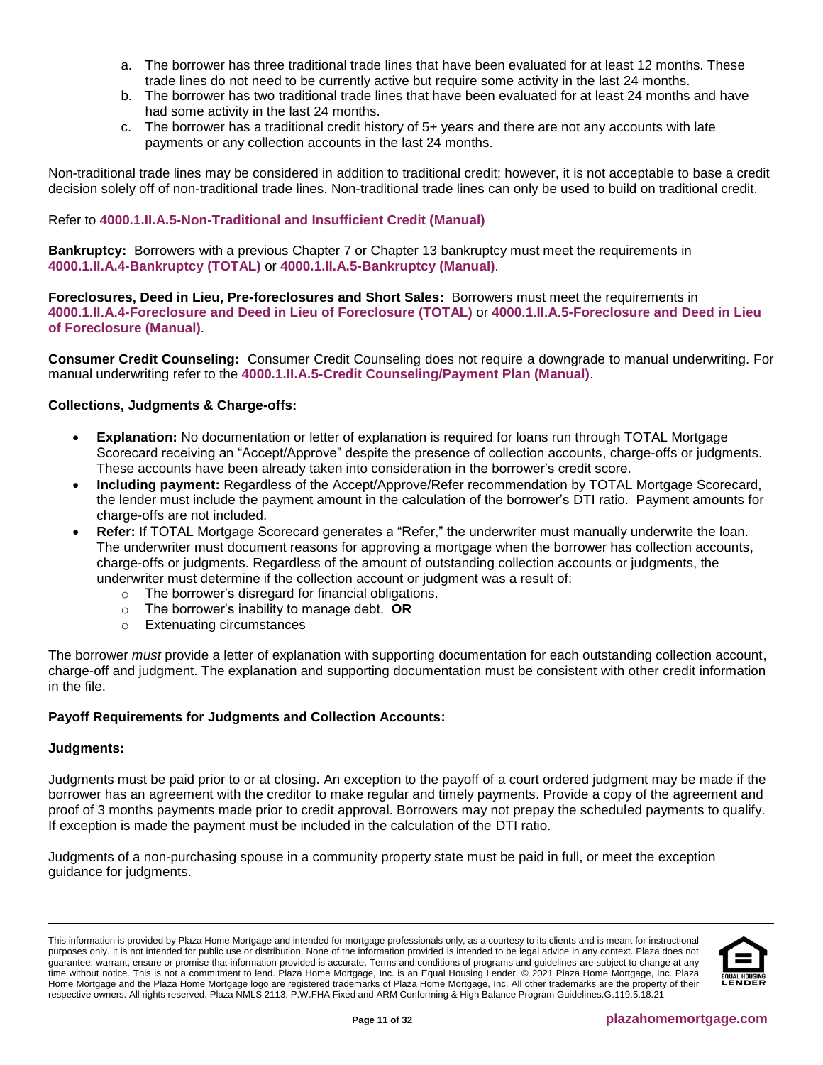a. The borrower has three traditional trade lines that have been evaluated for at least 12 months. These trade lines do not need to be currently active but require some activity in the last 24 months.
b. The borrower has two traditional trade lines that have been evaluated for at least 24 months and have had some activity in the last 24 months.
c. The borrower has a traditional credit history of 5+ years and there are not any accounts with late payments or any collection accounts in the last 24 months.

Non-traditional trade lines may be considered in addition to traditional credit; however, it is not acceptable to base a credit decision solely off of non-traditional trade lines. Non-traditional trade lines can only be used to build on traditional credit.

Refer to **4000.1.II.A.5-Non-Traditional and Insufficient Credit (Manual)**

**Bankruptcy:** Borrowers with a previous Chapter 7 or Chapter 13 bankruptcy must meet the requirements in **4000.1.II.A.4-Bankruptcy (TOTAL)** or **4000.1.II.A.5-Bankruptcy (Manual)**.

**Foreclosures, Deed in Lieu, Pre-foreclosures and Short Sales:** Borrowers must meet the requirements in **4000.1.II.A.4-Foreclosure and Deed in Lieu of Foreclosure (TOTAL)** or **4000.1.II.A.5-Foreclosure and Deed in Lieu of Foreclosure (Manual)**.

**Consumer Credit Counseling:** Consumer Credit Counseling does not require a downgrade to manual underwriting. For manual underwriting refer to the **4000.1.II.A.5-Credit Counseling/Payment Plan (Manual)**.

**Collections, Judgments & Charge-offs:**

- **Explanation:** No documentation or letter of explanation is required for loans run through TOTAL Mortgage Scorecard receiving an "Accept/Approve" despite the presence of collection accounts, charge-offs or judgments. These accounts have been already taken into consideration in the borrower's credit score.
- **Including payment:** Regardless of the Accept/Approve/Refer recommendation by TOTAL Mortgage Scorecard, the lender must include the payment amount in the calculation of the borrower's DTI ratio. Payment amounts for charge-offs are not included.
- **Refer:** If TOTAL Mortgage Scorecard generates a "Refer," the underwriter must manually underwrite the loan. The underwriter must document reasons for approving a mortgage when the borrower has collection accounts, charge-offs or judgments. Regardless of the amount of outstanding collection accounts or judgments, the underwriter must determine if the collection account or judgment was a result of:
  - The borrower's disregard for financial obligations.
  - The borrower's inability to manage debt. **OR**
  - Extenuating circumstances

The borrower *must* provide a letter of explanation with supporting documentation for each outstanding collection account, charge-off and judgment. The explanation and supporting documentation must be consistent with other credit information in the file.

**Payoff Requirements for Judgments and Collection Accounts:**

**Judgments:**

Judgments must be paid prior to or at closing. An exception to the payoff of a court ordered judgment may be made if the borrower has an agreement with the creditor to make regular and timely payments. Provide a copy of the agreement and proof of 3 months payments made prior to credit approval. Borrowers may not prepay the scheduled payments to qualify. If exception is made the payment must be included in the calculation of the DTI ratio.

Judgments of a non-purchasing spouse in a community property state must be paid in full, or meet the exception guidance for judgments.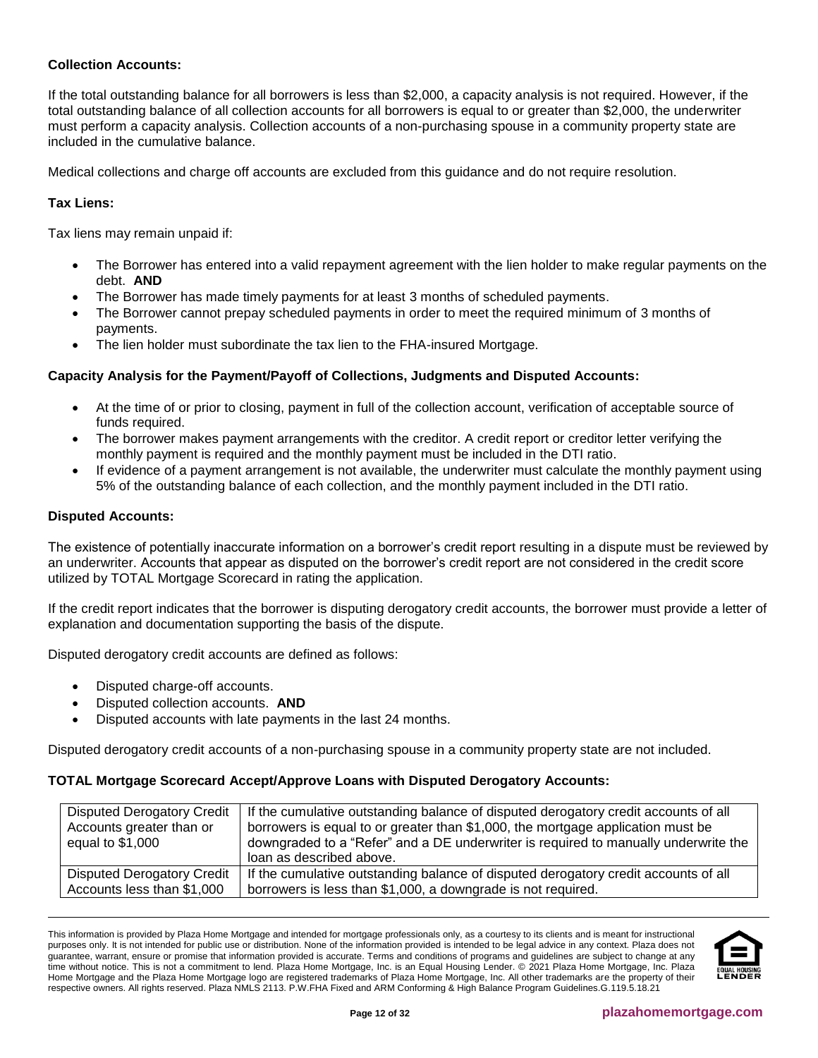**Collection Accounts:**

If the total outstanding balance for all borrowers is less than $2,000, a capacity analysis is not required. However, if the total outstanding balance of all collection accounts for all borrowers is equal to or greater than $2,000, the underwriter must perform a capacity analysis. Collection accounts of a non-purchasing spouse in a community property state are included in the cumulative balance.

Medical collections and charge off accounts are excluded from this guidance and do not require resolution.

**Tax Liens:**

Tax liens may remain unpaid if:

- The Borrower has entered into a valid repayment agreement with the lien holder to make regular payments on the debt. **AND**
- The Borrower has made timely payments for at least 3 months of scheduled payments.
- The Borrower cannot prepay scheduled payments in order to meet the required minimum of 3 months of payments.
- The lien holder must subordinate the tax lien to the FHA-insured Mortgage.

**Capacity Analysis for the Payment/Payoff of Collections, Judgments and Disputed Accounts:**

- At the time of or prior to closing, payment in full of the collection account, verification of acceptable source of funds required.
- The borrower makes payment arrangements with the creditor. A credit report or creditor letter verifying the monthly payment is required and the monthly payment must be included in the DTI ratio.
- If evidence of a payment arrangement is not available, the underwriter must calculate the monthly payment using 5% of the outstanding balance of each collection, and the monthly payment included in the DTI ratio.

**Disputed Accounts:**

The existence of potentially inaccurate information on a borrower's credit report resulting in a dispute must be reviewed by an underwriter. Accounts that appear as disputed on the borrower's credit report are not considered in the credit score utilized by TOTAL Mortgage Scorecard in rating the application.

If the credit report indicates that the borrower is disputing derogatory credit accounts, the borrower must provide a letter of explanation and documentation supporting the basis of the dispute.

Disputed derogatory credit accounts are defined as follows:

- Disputed charge-off accounts.
- Disputed collection accounts. **AND**
- Disputed accounts with late payments in the last 24 months.

Disputed derogatory credit accounts of a non-purchasing spouse in a community property state are not included.

**TOTAL Mortgage Scorecard Accept/Approve Loans with Disputed Derogatory Accounts:**

| | |
|---|---|
| Disputed Derogatory Credit Accounts greater than or equal to $1,000 | If the cumulative outstanding balance of disputed derogatory credit accounts of all borrowers is equal to or greater than $1,000, the mortgage application must be downgraded to a "Refer" and a DE underwriter is required to manually underwrite the loan as described above. |
| Disputed Derogatory Credit Accounts less than $1,000 | If the cumulative outstanding balance of disputed derogatory credit accounts of all borrowers is less than $1,000, a downgrade is not required. |

This information is provided by Plaza Home Mortgage and intended for mortgage professionals only, as a courtesy to its clients and is meant for instructional purposes only. It is not intended for public use or distribution. None of the information provided is intended to be legal advice in any context. Plaza does not guarantee, warrant, ensure or promise that information provided is accurate. Terms and conditions of programs and guidelines are subject to change at any time without notice. This is not a commitment to lend. Plaza Home Mortgage, Inc. is an Equal Housing Lender. © 2021 Plaza Home Mortgage, Inc. Plaza Home Mortgage and the Plaza Home Mortgage logo are registered trademarks of Plaza Home Mortgage, Inc. All other trademarks are the property of their respective owners. All rights reserved. Plaza NMLS 2113. P.W.FHA Fixed and ARM Conforming & High Balance Program Guidelines.G.119.5.18.21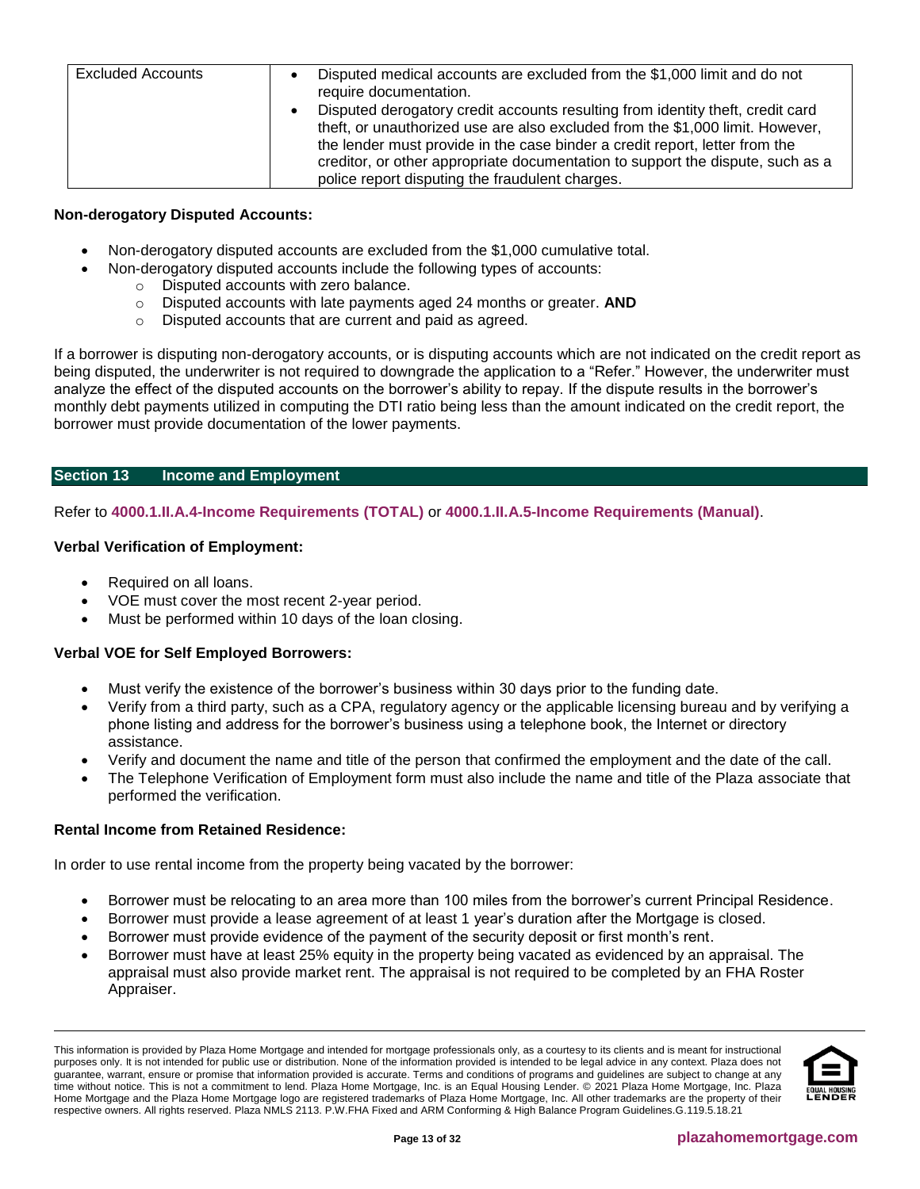| Excluded Accounts | • Disputed medical accounts are excluded from the $1,000 limit and do not require documentation.<br>• Disputed derogatory credit accounts resulting from identity theft, credit card theft, or unauthorized use are also excluded from the $1,000 limit. However, the lender must provide in the case binder a credit report, letter from the creditor, or other appropriate documentation to support the dispute, such as a police report disputing the fraudulent charges. |
|---|---|

**Non-derogatory Disputed Accounts:**

- Non-derogatory disputed accounts are excluded from the $1,000 cumulative total.
- Non-derogatory disputed accounts include the following types of accounts:
  - Disputed accounts with zero balance.
  - Disputed accounts with late payments aged 24 months or greater. **AND**
  - Disputed accounts that are current and paid as agreed.

If a borrower is disputing non-derogatory accounts, or is disputing accounts which are not indicated on the credit report as being disputed, the underwriter is not required to downgrade the application to a "Refer." However, the underwriter must analyze the effect of the disputed accounts on the borrower's ability to repay. If the dispute results in the borrower's monthly debt payments utilized in computing the DTI ratio being less than the amount indicated on the credit report, the borrower must provide documentation of the lower payments.

## Section 13 Income and Employment

Refer to **4000.1.II.A.4-Income Requirements (TOTAL)** or **4000.1.II.A.5-Income Requirements (Manual)**.

**Verbal Verification of Employment:**

- Required on all loans.
- VOE must cover the most recent 2-year period.
- Must be performed within 10 days of the loan closing.

**Verbal VOE for Self Employed Borrowers:**

- Must verify the existence of the borrower's business within 30 days prior to the funding date.
- Verify from a third party, such as a CPA, regulatory agency or the applicable licensing bureau and by verifying a phone listing and address for the borrower's business using a telephone book, the Internet or directory assistance.
- Verify and document the name and title of the person that confirmed the employment and the date of the call.
- The Telephone Verification of Employment form must also include the name and title of the Plaza associate that performed the verification.

**Rental Income from Retained Residence:**

In order to use rental income from the property being vacated by the borrower:

- Borrower must be relocating to an area more than 100 miles from the borrower's current Principal Residence.
- Borrower must provide a lease agreement of at least 1 year's duration after the Mortgage is closed.
- Borrower must provide evidence of the payment of the security deposit or first month's rent.
- Borrower must have at least 25% equity in the property being vacated as evidenced by an appraisal. The appraisal must also provide market rent. The appraisal is not required to be completed by an FHA Roster Appraiser.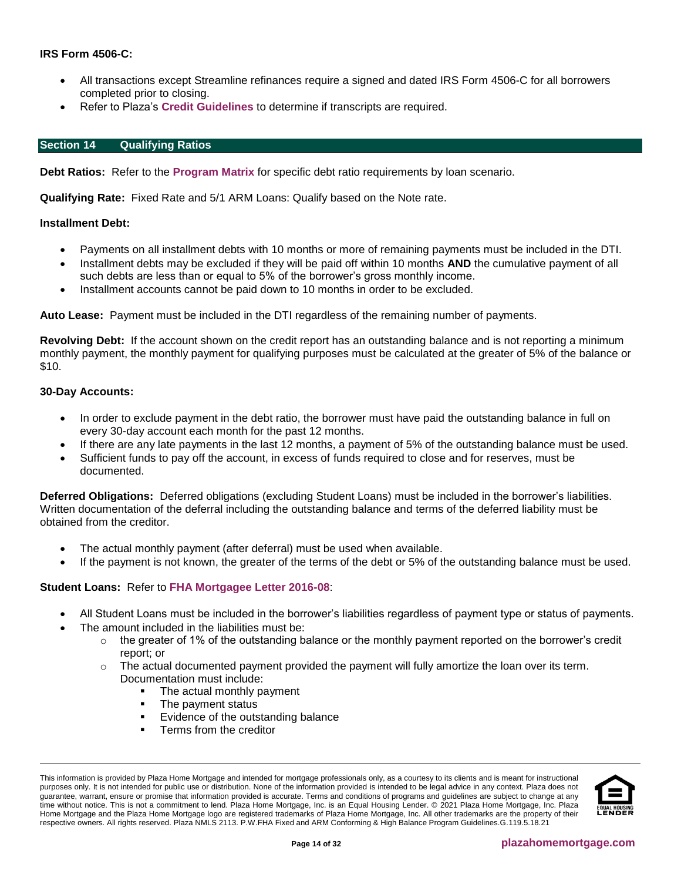**IRS Form 4506-C:**

- All transactions except Streamline refinances require a signed and dated IRS Form 4506-C for all borrowers completed prior to closing.
- Refer to Plaza's **Credit Guidelines** to determine if transcripts are required.

## Section 14 Qualifying Ratios

**Debt Ratios:** Refer to the **Program Matrix** for specific debt ratio requirements by loan scenario.

**Qualifying Rate:** Fixed Rate and 5/1 ARM Loans: Qualify based on the Note rate.

**Installment Debt:**

- Payments on all installment debts with 10 months or more of remaining payments must be included in the DTI.
- Installment debts may be excluded if they will be paid off within 10 months **AND** the cumulative payment of all such debts are less than or equal to 5% of the borrower's gross monthly income.
- Installment accounts cannot be paid down to 10 months in order to be excluded.

**Auto Lease:** Payment must be included in the DTI regardless of the remaining number of payments.

**Revolving Debt:** If the account shown on the credit report has an outstanding balance and is not reporting a minimum monthly payment, the monthly payment for qualifying purposes must be calculated at the greater of 5% of the balance or $10.

**30-Day Accounts:**

- In order to exclude payment in the debt ratio, the borrower must have paid the outstanding balance in full on every 30-day account each month for the past 12 months.
- If there are any late payments in the last 12 months, a payment of 5% of the outstanding balance must be used.
- Sufficient funds to pay off the account, in excess of funds required to close and for reserves, must be documented.

**Deferred Obligations:** Deferred obligations (excluding Student Loans) must be included in the borrower's liabilities. Written documentation of the deferral including the outstanding balance and terms of the deferred liability must be obtained from the creditor.

- The actual monthly payment (after deferral) must be used when available.
- If the payment is not known, the greater of the terms of the debt or 5% of the outstanding balance must be used.

**Student Loans:** Refer to **FHA Mortgagee Letter 2016-08**:

- All Student Loans must be included in the borrower's liabilities regardless of payment type or status of payments.
- The amount included in the liabilities must be:
  - the greater of 1% of the outstanding balance or the monthly payment reported on the borrower's credit report; or
  - The actual documented payment provided the payment will fully amortize the loan over its term. Documentation must include:
    - The actual monthly payment
    - The payment status
    - Evidence of the outstanding balance
    - Terms from the creditor

This information is provided by Plaza Home Mortgage and intended for mortgage professionals only, as a courtesy to its clients and is meant for instructional purposes only. It is not intended for public use or distribution. None of the information provided is intended to be legal advice in any context. Plaza does not guarantee, warrant, ensure or promise that information provided is accurate. Terms and conditions of programs and guidelines are subject to change at any time without notice. This is not a commitment to lend. Plaza Home Mortgage, Inc. is an Equal Housing Lender. © 2021 Plaza Home Mortgage, Inc. Plaza Home Mortgage and the Plaza Home Mortgage logo are registered trademarks of Plaza Home Mortgage, Inc. All other trademarks are the property of their respective owners. All rights reserved. Plaza NMLS 2113. P.W.FHA Fixed and ARM Conforming & High Balance Program Guidelines.G.119.5.18.21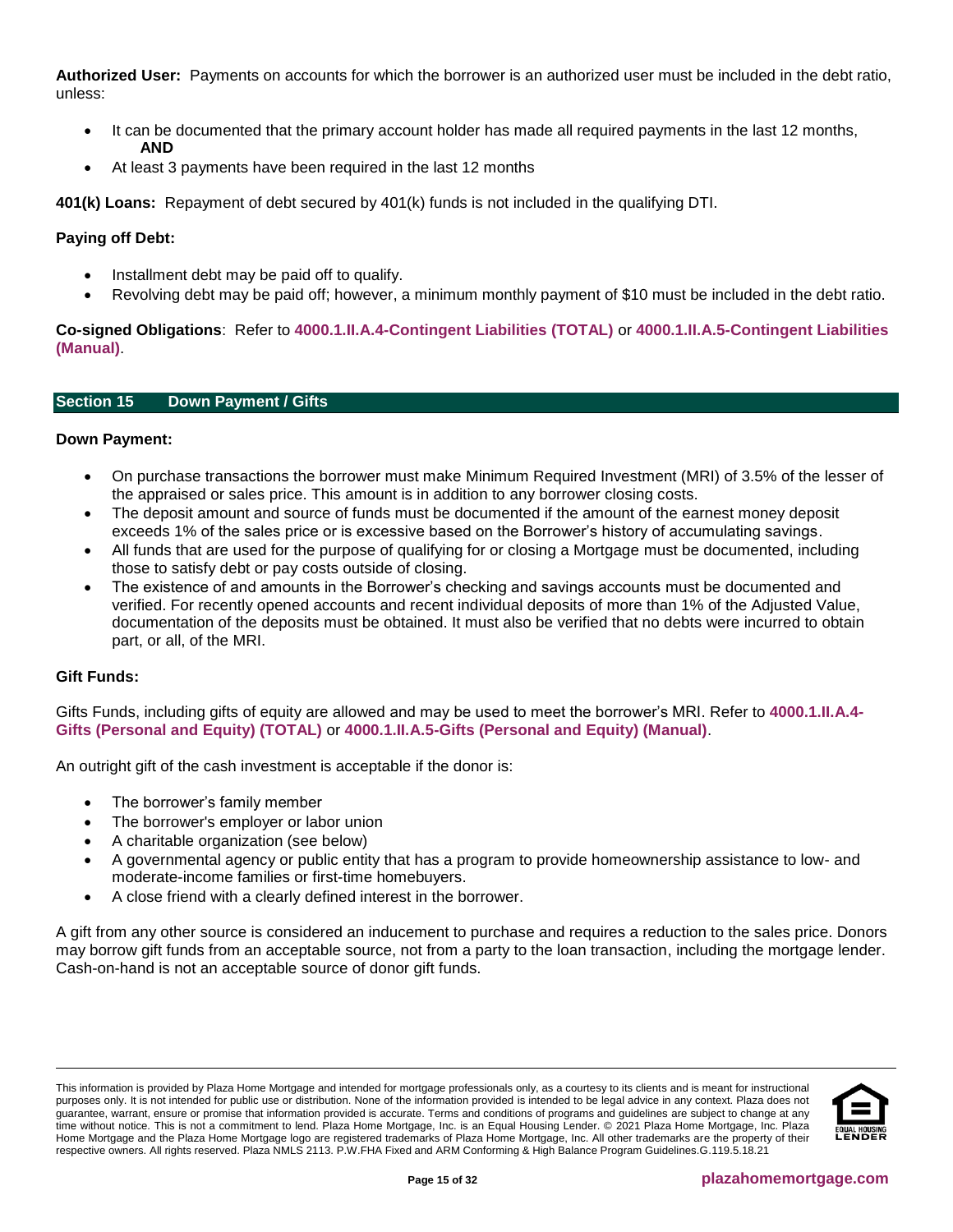**Authorized User:** Payments on accounts for which the borrower is an authorized user must be included in the debt ratio, unless:

- It can be documented that the primary account holder has made all required payments in the last 12 months, **AND**
- At least 3 payments have been required in the last 12 months

**401(k) Loans:** Repayment of debt secured by 401(k) funds is not included in the qualifying DTI.

**Paying off Debt:**

- Installment debt may be paid off to qualify.
- Revolving debt may be paid off; however, a minimum monthly payment of $10 must be included in the debt ratio.

**Co-signed Obligations**: Refer to **4000.1.II.A.4-Contingent Liabilities (TOTAL)** or **4000.1.II.A.5-Contingent Liabilities (Manual)**.

## Section 15 Down Payment / Gifts

**Down Payment:**

- On purchase transactions the borrower must make Minimum Required Investment (MRI) of 3.5% of the lesser of the appraised or sales price. This amount is in addition to any borrower closing costs.
- The deposit amount and source of funds must be documented if the amount of the earnest money deposit exceeds 1% of the sales price or is excessive based on the Borrower's history of accumulating savings.
- All funds that are used for the purpose of qualifying for or closing a Mortgage must be documented, including those to satisfy debt or pay costs outside of closing.
- The existence of and amounts in the Borrower's checking and savings accounts must be documented and verified. For recently opened accounts and recent individual deposits of more than 1% of the Adjusted Value, documentation of the deposits must be obtained. It must also be verified that no debts were incurred to obtain part, or all, of the MRI.

**Gift Funds:**

Gifts Funds, including gifts of equity are allowed and may be used to meet the borrower's MRI. Refer to **4000.1.II.A.4-Gifts (Personal and Equity) (TOTAL)** or **4000.1.II.A.5-Gifts (Personal and Equity) (Manual)**.

An outright gift of the cash investment is acceptable if the donor is:

- The borrower's family member
- The borrower's employer or labor union
- A charitable organization (see below)
- A governmental agency or public entity that has a program to provide homeownership assistance to low- and moderate-income families or first-time homebuyers.
- A close friend with a clearly defined interest in the borrower.

A gift from any other source is considered an inducement to purchase and requires a reduction to the sales price. Donors may borrow gift funds from an acceptable source, not from a party to the loan transaction, including the mortgage lender. Cash-on-hand is not an acceptable source of donor gift funds.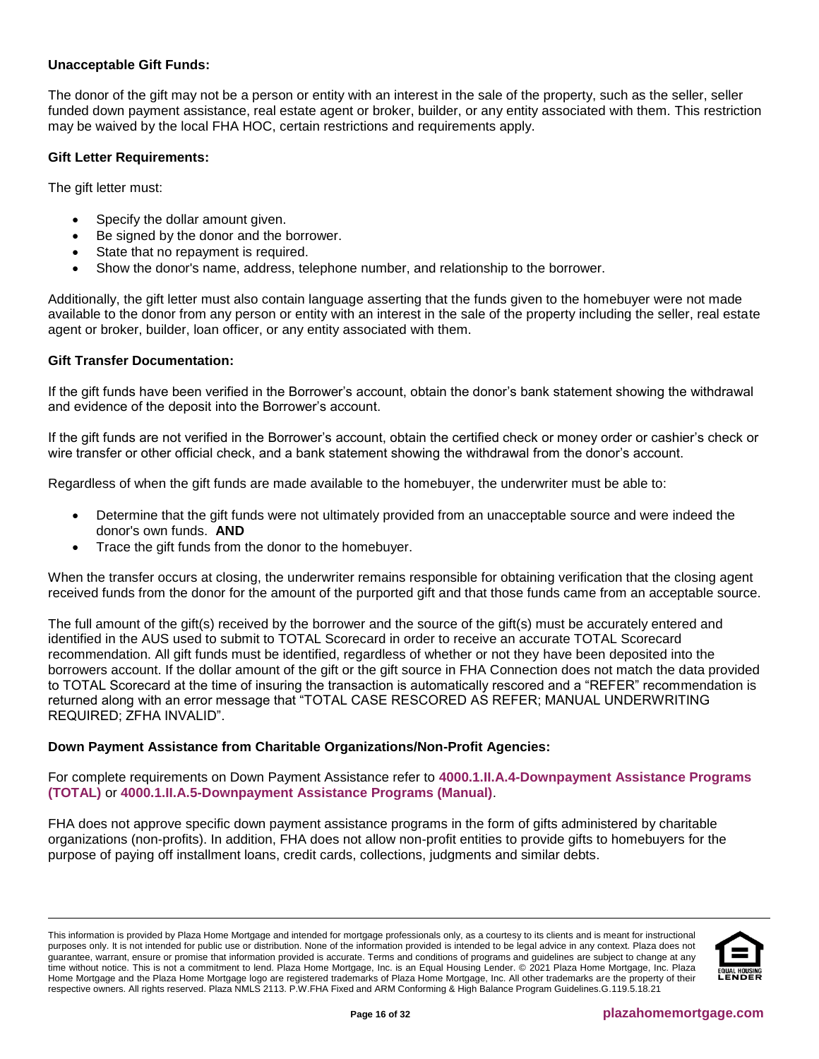**Unacceptable Gift Funds:**

The donor of the gift may not be a person or entity with an interest in the sale of the property, such as the seller, seller funded down payment assistance, real estate agent or broker, builder, or any entity associated with them. This restriction may be waived by the local FHA HOC, certain restrictions and requirements apply.

**Gift Letter Requirements:**

The gift letter must:

- Specify the dollar amount given.
- Be signed by the donor and the borrower.
- State that no repayment is required.
- Show the donor's name, address, telephone number, and relationship to the borrower.

Additionally, the gift letter must also contain language asserting that the funds given to the homebuyer were not made available to the donor from any person or entity with an interest in the sale of the property including the seller, real estate agent or broker, builder, loan officer, or any entity associated with them.

**Gift Transfer Documentation:**

If the gift funds have been verified in the Borrower's account, obtain the donor's bank statement showing the withdrawal and evidence of the deposit into the Borrower's account.

If the gift funds are not verified in the Borrower's account, obtain the certified check or money order or cashier's check or wire transfer or other official check, and a bank statement showing the withdrawal from the donor's account.

Regardless of when the gift funds are made available to the homebuyer, the underwriter must be able to:

- Determine that the gift funds were not ultimately provided from an unacceptable source and were indeed the donor's own funds. **AND**
- Trace the gift funds from the donor to the homebuyer.

When the transfer occurs at closing, the underwriter remains responsible for obtaining verification that the closing agent received funds from the donor for the amount of the purported gift and that those funds came from an acceptable source.

The full amount of the gift(s) received by the borrower and the source of the gift(s) must be accurately entered and identified in the AUS used to submit to TOTAL Scorecard in order to receive an accurate TOTAL Scorecard recommendation. All gift funds must be identified, regardless of whether or not they have been deposited into the borrowers account. If the dollar amount of the gift or the gift source in FHA Connection does not match the data provided to TOTAL Scorecard at the time of insuring the transaction is automatically rescored and a "REFER" recommendation is returned along with an error message that "TOTAL CASE RESCORED AS REFER; MANUAL UNDERWRITING REQUIRED; ZFHA INVALID".

**Down Payment Assistance from Charitable Organizations/Non-Profit Agencies:**

For complete requirements on Down Payment Assistance refer to **4000.1.II.A.4-Downpayment Assistance Programs (TOTAL)** or **4000.1.II.A.5-Downpayment Assistance Programs (Manual)**.

FHA does not approve specific down payment assistance programs in the form of gifts administered by charitable organizations (non-profits). In addition, FHA does not allow non-profit entities to provide gifts to homebuyers for the purpose of paying off installment loans, credit cards, collections, judgments and similar debts.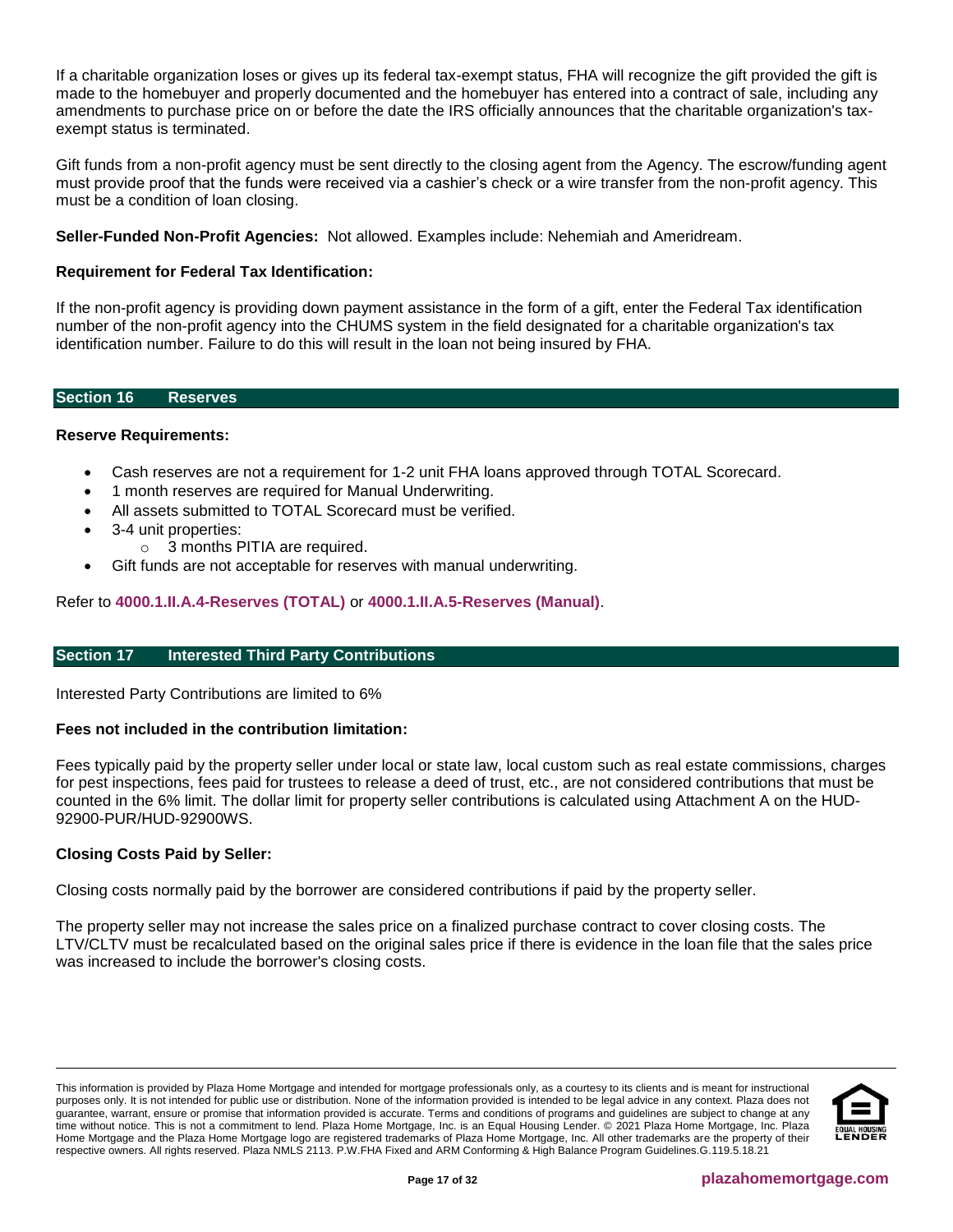If a charitable organization loses or gives up its federal tax-exempt status, FHA will recognize the gift provided the gift is made to the homebuyer and properly documented and the homebuyer has entered into a contract of sale, including any amendments to purchase price on or before the date the IRS officially announces that the charitable organization's tax-exempt status is terminated.

Gift funds from a non-profit agency must be sent directly to the closing agent from the Agency. The escrow/funding agent must provide proof that the funds were received via a cashier's check or a wire transfer from the non-profit agency. This must be a condition of loan closing.

**Seller-Funded Non-Profit Agencies:** Not allowed. Examples include: Nehemiah and Ameridream.

**Requirement for Federal Tax Identification:**

If the non-profit agency is providing down payment assistance in the form of a gift, enter the Federal Tax identification number of the non-profit agency into the CHUMS system in the field designated for a charitable organization's tax identification number. Failure to do this will result in the loan not being insured by FHA.

## Section 16 Reserves

**Reserve Requirements:**

- Cash reserves are not a requirement for 1-2 unit FHA loans approved through TOTAL Scorecard.
- 1 month reserves are required for Manual Underwriting.
- All assets submitted to TOTAL Scorecard must be verified.
- 3-4 unit properties:
  - 3 months PITIA are required.
- Gift funds are not acceptable for reserves with manual underwriting.

Refer to **4000.1.II.A.4-Reserves (TOTAL)** or **4000.1.II.A.5-Reserves (Manual)**.

## Section 17 Interested Third Party Contributions

Interested Party Contributions are limited to 6%

**Fees not included in the contribution limitation:**

Fees typically paid by the property seller under local or state law, local custom such as real estate commissions, charges for pest inspections, fees paid for trustees to release a deed of trust, etc., are not considered contributions that must be counted in the 6% limit. The dollar limit for property seller contributions is calculated using Attachment A on the HUD-92900-PUR/HUD-92900WS.

**Closing Costs Paid by Seller:**

Closing costs normally paid by the borrower are considered contributions if paid by the property seller.

The property seller may not increase the sales price on a finalized purchase contract to cover closing costs. The LTV/CLTV must be recalculated based on the original sales price if there is evidence in the loan file that the sales price was increased to include the borrower's closing costs.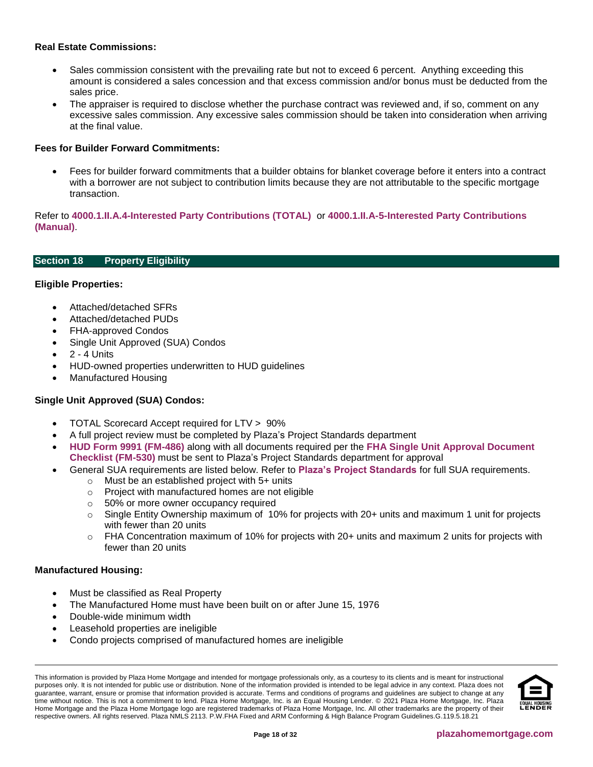**Real Estate Commissions:**

- Sales commission consistent with the prevailing rate but not to exceed 6 percent. Anything exceeding this amount is considered a sales concession and that excess commission and/or bonus must be deducted from the sales price.
- The appraiser is required to disclose whether the purchase contract was reviewed and, if so, comment on any excessive sales commission. Any excessive sales commission should be taken into consideration when arriving at the final value.

**Fees for Builder Forward Commitments:**

- Fees for builder forward commitments that a builder obtains for blanket coverage before it enters into a contract with a borrower are not subject to contribution limits because they are not attributable to the specific mortgage transaction.

Refer to **4000.1.II.A.4-Interested Party Contributions (TOTAL)** or **4000.1.II.A-5-Interested Party Contributions (Manual)**.

## Section 18 Property Eligibility

**Eligible Properties:**

- Attached/detached SFRs
- Attached/detached PUDs
- FHA-approved Condos
- Single Unit Approved (SUA) Condos
- 2 - 4 Units
- HUD-owned properties underwritten to HUD guidelines
- Manufactured Housing

**Single Unit Approved (SUA) Condos:**

- TOTAL Scorecard Accept required for LTV > 90%
- A full project review must be completed by Plaza's Project Standards department
- **HUD Form 9991 (FM-486)** along with all documents required per the **FHA Single Unit Approval Document Checklist (FM-530)** must be sent to Plaza's Project Standards department for approval
- General SUA requirements are listed below. Refer to **Plaza's Project Standards** for full SUA requirements.
  - Must be an established project with 5+ units
  - Project with manufactured homes are not eligible
  - 50% or more owner occupancy required
  - Single Entity Ownership maximum of 10% for projects with 20+ units and maximum 1 unit for projects with fewer than 20 units
  - FHA Concentration maximum of 10% for projects with 20+ units and maximum 2 units for projects with fewer than 20 units

**Manufactured Housing:**

- Must be classified as Real Property
- The Manufactured Home must have been built on or after June 15, 1976
- Double-wide minimum width
- Leasehold properties are ineligible
- Condo projects comprised of manufactured homes are ineligible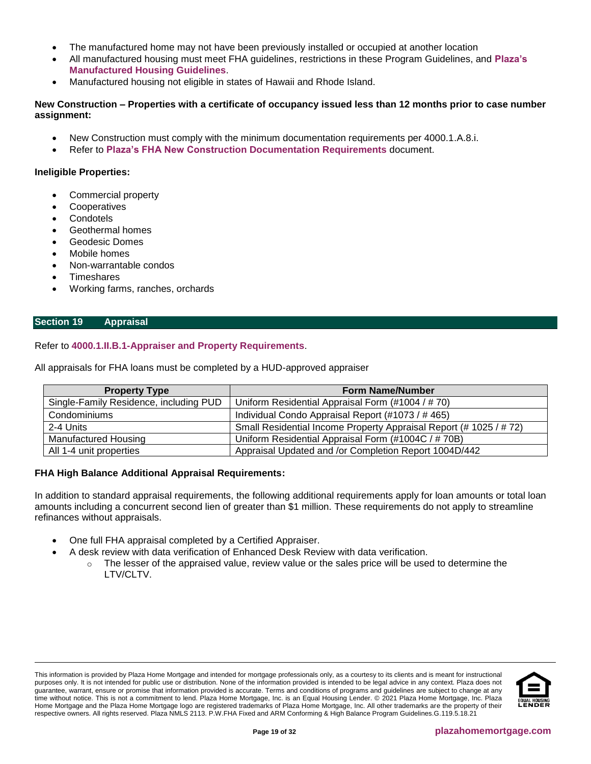- The manufactured home may not have been previously installed or occupied at another location
- All manufactured housing must meet FHA guidelines, restrictions in these Program Guidelines, and **Plaza's Manufactured Housing Guidelines**.
- Manufactured housing not eligible in states of Hawaii and Rhode Island.

**New Construction – Properties with a certificate of occupancy issued less than 12 months prior to case number assignment:**

- New Construction must comply with the minimum documentation requirements per 4000.1.A.8.i.
- Refer to **Plaza's FHA New Construction Documentation Requirements** document.

**Ineligible Properties:**

- Commercial property
- Cooperatives
- Condotels
- Geothermal homes
- Geodesic Domes
- Mobile homes
- Non-warrantable condos
- Timeshares
- Working farms, ranches, orchards

## Section 19 Appraisal

Refer to **4000.1.II.B.1-Appraiser and Property Requirements**.

All appraisals for FHA loans must be completed by a HUD-approved appraiser

| Property Type | Form Name/Number |
| --- | --- |
| Single-Family Residence, including PUD | Uniform Residential Appraisal Form (#1004 / # 70) |
| Condominiums | Individual Condo Appraisal Report (#1073 / # 465) |
| 2-4 Units | Small Residential Income Property Appraisal Report (# 1025 / # 72) |
| Manufactured Housing | Uniform Residential Appraisal Form (#1004C / # 70B) |
| All 1-4 unit properties | Appraisal Updated and /or Completion Report 1004D/442 |

**FHA High Balance Additional Appraisal Requirements:**

In addition to standard appraisal requirements, the following additional requirements apply for loan amounts or total loan amounts including a concurrent second lien of greater than $1 million. These requirements do not apply to streamline refinances without appraisals.

- One full FHA appraisal completed by a Certified Appraiser.
- A desk review with data verification of Enhanced Desk Review with data verification.
  - The lesser of the appraised value, review value or the sales price will be used to determine the LTV/CLTV.

This information is provided by Plaza Home Mortgage and intended for mortgage professionals only, as a courtesy to its clients and is meant for instructional purposes only. It is not intended for public use or distribution. None of the information provided is intended to be legal advice in any context. Plaza does not guarantee, warrant, ensure or promise that information provided is accurate. Terms and conditions of programs and guidelines are subject to change at any time without notice. This is not a commitment to lend. Plaza Home Mortgage, Inc. is an Equal Housing Lender. © 2021 Plaza Home Mortgage, Inc. Plaza Home Mortgage and the Plaza Home Mortgage logo are registered trademarks of Plaza Home Mortgage, Inc. All other trademarks are the property of their respective owners. All rights reserved. Plaza NMLS 2113. P.W.FHA Fixed and ARM Conforming & High Balance Program Guidelines.G.119.5.18.21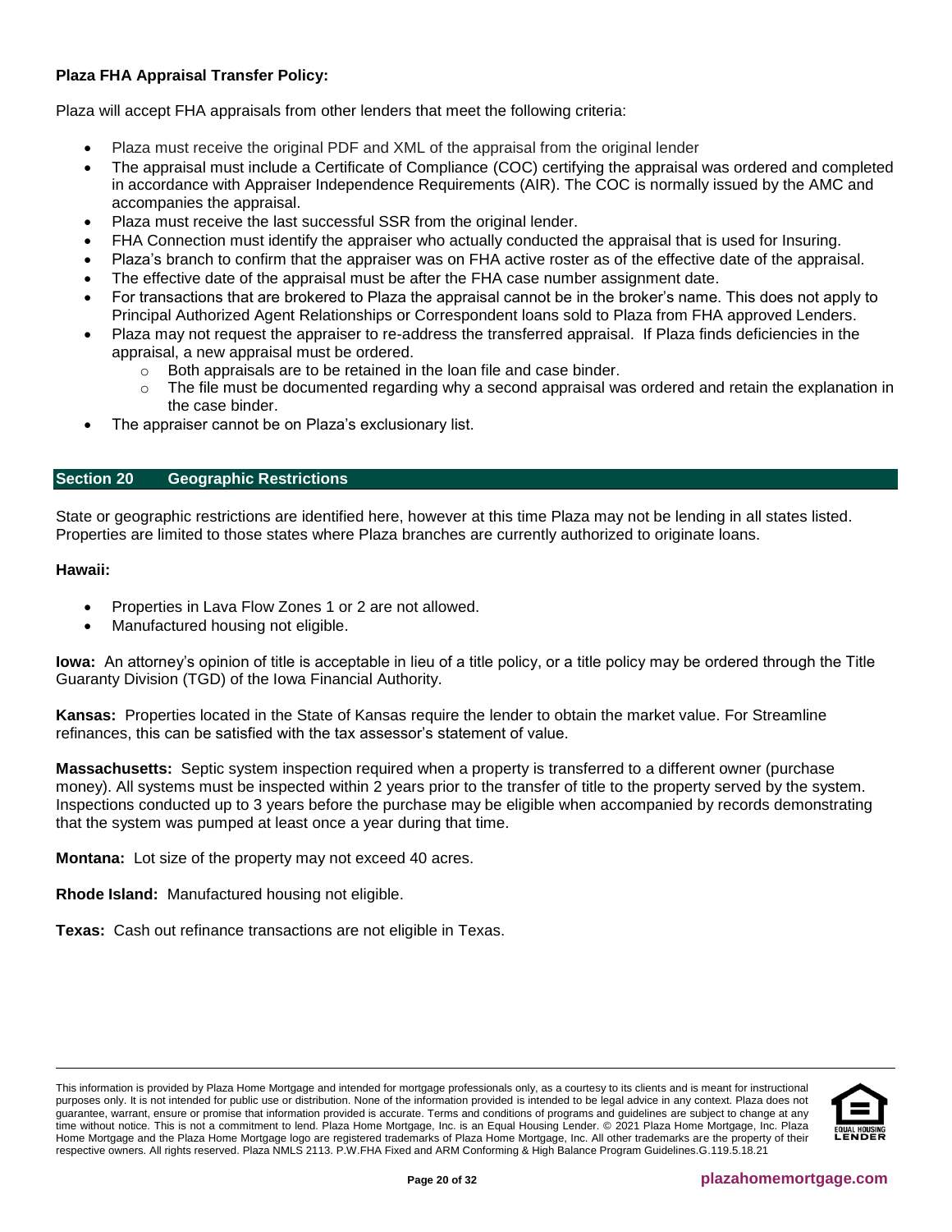**Plaza FHA Appraisal Transfer Policy:**

Plaza will accept FHA appraisals from other lenders that meet the following criteria:

- Plaza must receive the original PDF and XML of the appraisal from the original lender
- The appraisal must include a Certificate of Compliance (COC) certifying the appraisal was ordered and completed in accordance with Appraiser Independence Requirements (AIR). The COC is normally issued by the AMC and accompanies the appraisal.
- Plaza must receive the last successful SSR from the original lender.
- FHA Connection must identify the appraiser who actually conducted the appraisal that is used for Insuring.
- Plaza's branch to confirm that the appraiser was on FHA active roster as of the effective date of the appraisal.
- The effective date of the appraisal must be after the FHA case number assignment date.
- For transactions that are brokered to Plaza the appraisal cannot be in the broker's name. This does not apply to Principal Authorized Agent Relationships or Correspondent loans sold to Plaza from FHA approved Lenders.
- Plaza may not request the appraiser to re-address the transferred appraisal. If Plaza finds deficiencies in the appraisal, a new appraisal must be ordered.
  - Both appraisals are to be retained in the loan file and case binder.
  - The file must be documented regarding why a second appraisal was ordered and retain the explanation in the case binder.
- The appraiser cannot be on Plaza's exclusionary list.

## Section 20 Geographic Restrictions

State or geographic restrictions are identified here, however at this time Plaza may not be lending in all states listed. Properties are limited to those states where Plaza branches are currently authorized to originate loans.

**Hawaii:**

- Properties in Lava Flow Zones 1 or 2 are not allowed.
- Manufactured housing not eligible.

**Iowa:** An attorney's opinion of title is acceptable in lieu of a title policy, or a title policy may be ordered through the Title Guaranty Division (TGD) of the Iowa Financial Authority.

**Kansas:** Properties located in the State of Kansas require the lender to obtain the market value. For Streamline refinances, this can be satisfied with the tax assessor's statement of value.

**Massachusetts:** Septic system inspection required when a property is transferred to a different owner (purchase money). All systems must be inspected within 2 years prior to the transfer of title to the property served by the system. Inspections conducted up to 3 years before the purchase may be eligible when accompanied by records demonstrating that the system was pumped at least once a year during that time.

**Montana:** Lot size of the property may not exceed 40 acres.

**Rhode Island:** Manufactured housing not eligible.

**Texas:** Cash out refinance transactions are not eligible in Texas.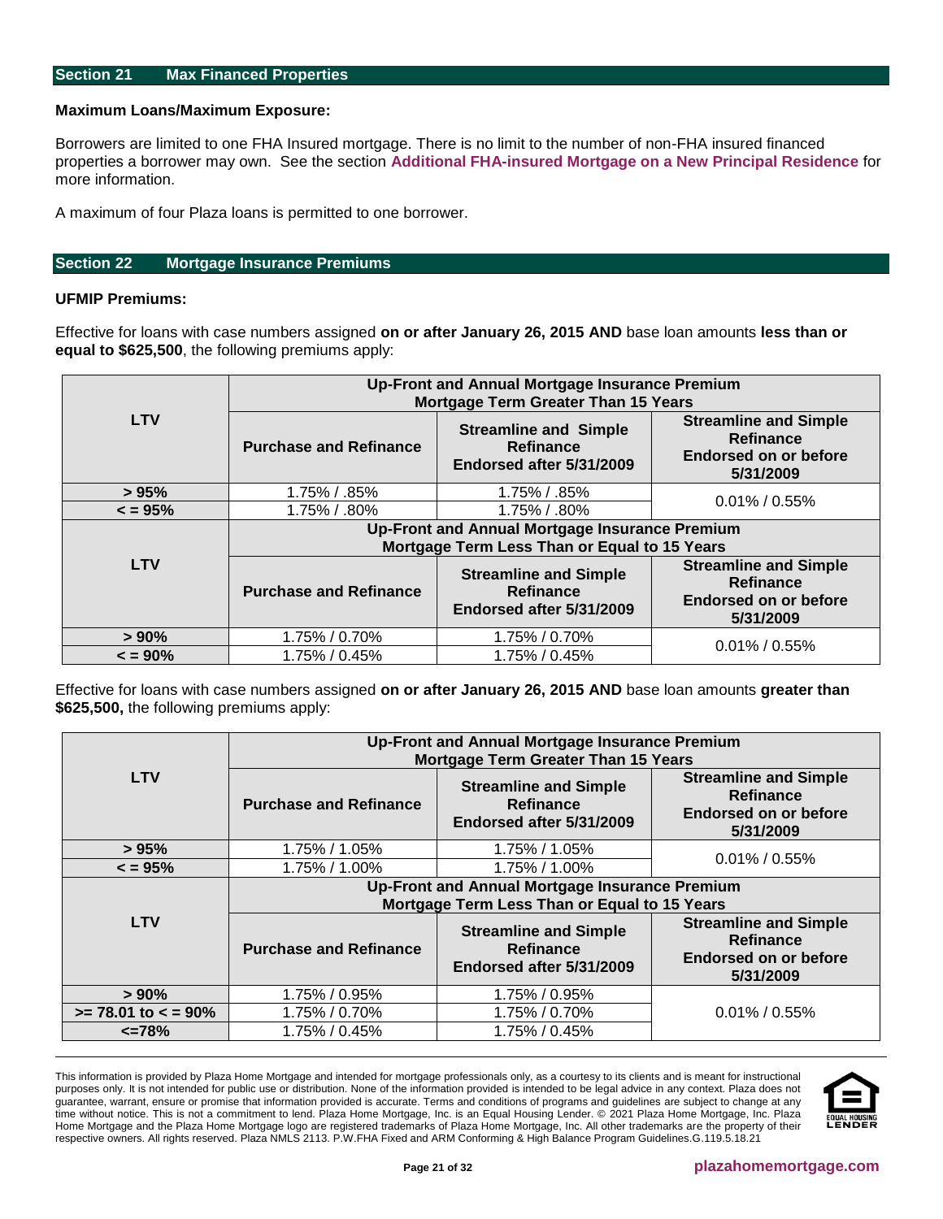## Section 21 Max Financed Properties

**Maximum Loans/Maximum Exposure:**

Borrowers are limited to one FHA Insured mortgage. There is no limit to the number of non-FHA insured financed properties a borrower may own. See the section **Additional FHA-insured Mortgage on a New Principal Residence** for more information.

A maximum of four Plaza loans is permitted to one borrower.

## Section 22 Mortgage Insurance Premiums

**UFMIP Premiums:**

Effective for loans with case numbers assigned **on or after January 26, 2015 AND** base loan amounts **less than or equal to $625,500**, the following premiums apply:

| LTV | Up-Front and Annual Mortgage Insurance Premium Mortgage Term Greater Than 15 Years | | |
|---|---|---|---|
| | **Purchase and Refinance** | **Streamline and Simple Refinance Endorsed after 5/31/2009** | **Streamline and Simple Refinance Endorsed on or before 5/31/2009** |
| **> 95%** | 1.75% / .85% | 1.75% / .85% | 0.01% / 0.55% |
| **< = 95%** | 1.75% / .80% | 1.75% / .80% | |
| **LTV** | **Up-Front and Annual Mortgage Insurance Premium Mortgage Term Less Than or Equal to 15 Years** | | |
| | **Purchase and Refinance** | **Streamline and Simple Refinance Endorsed after 5/31/2009** | **Streamline and Simple Refinance Endorsed on or before 5/31/2009** |
| **> 90%** | 1.75% / 0.70% | 1.75% / 0.70% | 0.01% / 0.55% |
| **< = 90%** | 1.75% / 0.45% | 1.75% / 0.45% | |

Effective for loans with case numbers assigned **on or after January 26, 2015 AND** base loan amounts **greater than $625,500,** the following premiums apply:

| LTV | Up-Front and Annual Mortgage Insurance Premium Mortgage Term Greater Than 15 Years | | |
|---|---|---|---|
| | **Purchase and Refinance** | **Streamline and Simple Refinance Endorsed after 5/31/2009** | **Streamline and Simple Refinance Endorsed on or before 5/31/2009** |
| **> 95%** | 1.75% / 1.05% | 1.75% / 1.05% | 0.01% / 0.55% |
| **< = 95%** | 1.75% / 1.00% | 1.75% / 1.00% | |
| **LTV** | **Up-Front and Annual Mortgage Insurance Premium Mortgage Term Less Than or Equal to 15 Years** | | |
| | **Purchase and Refinance** | **Streamline and Simple Refinance Endorsed after 5/31/2009** | **Streamline and Simple Refinance Endorsed on or before 5/31/2009** |
| **> 90%** | 1.75% / 0.95% | 1.75% / 0.95% | 0.01% / 0.55% |
| **>= 78.01 to < = 90%** | 1.75% / 0.70% | 1.75% / 0.70% | |
| **<=78%** | 1.75% / 0.45% | 1.75% / 0.45% | |

This information is provided by Plaza Home Mortgage and intended for mortgage professionals only, as a courtesy to its clients and is meant for instructional purposes only. It is not intended for public use or distribution. None of the information provided is intended to be legal advice in any context. Plaza does not guarantee, warrant, ensure or promise that information provided is accurate. Terms and conditions of programs and guidelines are subject to change at any time without notice. This is not a commitment to lend. Plaza Home Mortgage, Inc. is an Equal Housing Lender. © 2021 Plaza Home Mortgage, Inc. Plaza Home Mortgage and the Plaza Home Mortgage logo are registered trademarks of Plaza Home Mortgage, Inc. All other trademarks are the property of their respective owners. All rights reserved. Plaza NMLS 2113. P.W.FHA Fixed and ARM Conforming & High Balance Program Guidelines.G.119.5.18.21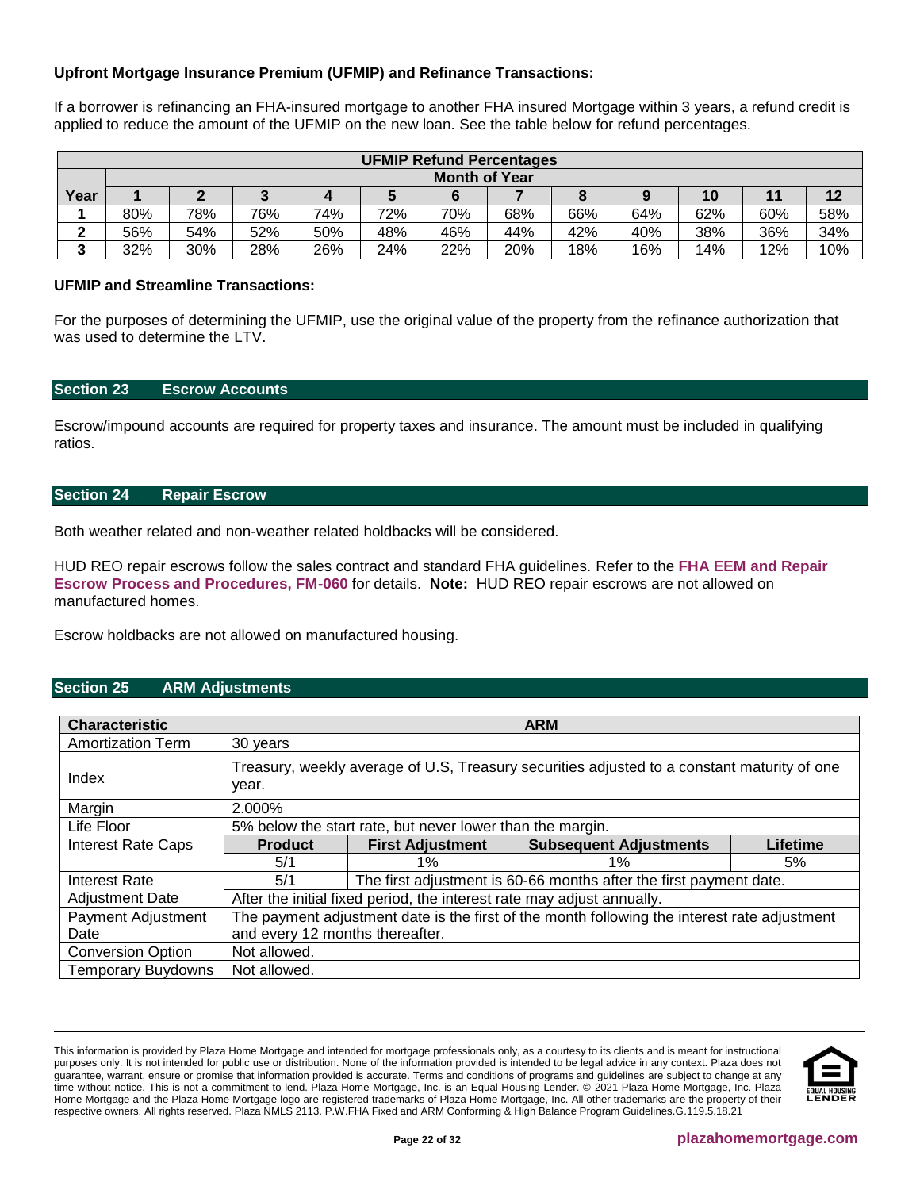**Upfront Mortgage Insurance Premium (UFMIP) and Refinance Transactions:**

If a borrower is refinancing an FHA-insured mortgage to another FHA insured Mortgage within 3 years, a refund credit is applied to reduce the amount of the UFMIP on the new loan. See the table below for refund percentages.

| UFMIP Refund Percentages | | | | | | | | | | | | |
|---|---|---|---|---|---|---|---|---|---|---|---|---|
| | Month of Year | | | | | | | | | | | |
| **Year** | **1** | **2** | **3** | **4** | **5** | **6** | **7** | **8** | **9** | **10** | **11** | **12** |
| **1** | 80% | 78% | 76% | 74% | 72% | 70% | 68% | 66% | 64% | 62% | 60% | 58% |
| **2** | 56% | 54% | 52% | 50% | 48% | 46% | 44% | 42% | 40% | 38% | 36% | 34% |
| **3** | 32% | 30% | 28% | 26% | 24% | 22% | 20% | 18% | 16% | 14% | 12% | 10% |

**UFMIP and Streamline Transactions:**

For the purposes of determining the UFMIP, use the original value of the property from the refinance authorization that was used to determine the LTV.

## Section 23 Escrow Accounts

Escrow/impound accounts are required for property taxes and insurance. The amount must be included in qualifying ratios.

## Section 24 Repair Escrow

Both weather related and non-weather related holdbacks will be considered.

HUD REO repair escrows follow the sales contract and standard FHA guidelines. Refer to the **FHA EEM and Repair Escrow Process and Procedures, FM-060** for details. **Note:** HUD REO repair escrows are not allowed on manufactured homes.

Escrow holdbacks are not allowed on manufactured housing.

## Section 25 ARM Adjustments

| Characteristic | ARM | | | |
|---|---|---|---|---|
| Amortization Term | 30 years | | | |
| Index | Treasury, weekly average of U.S, Treasury securities adjusted to a constant maturity of one year. | | | |
| Margin | 2.000% | | | |
| Life Floor | 5% below the start rate, but never lower than the margin. | | | |
| Interest Rate Caps | **Product** | **First Adjustment** | **Subsequent Adjustments** | **Lifetime** |
| | 5/1 | 1% | 1% | 5% |
| Interest Rate Adjustment Date | 5/1 | The first adjustment is 60-66 months after the first payment date. | | |
| | After the initial fixed period, the interest rate may adjust annually. | | | |
| Payment Adjustment Date | The payment adjustment date is the first of the month following the interest rate adjustment and every 12 months thereafter. | | | |
| Conversion Option | Not allowed. | | | |
| Temporary Buydowns | Not allowed. | | | |

This information is provided by Plaza Home Mortgage and intended for mortgage professionals only, as a courtesy to its clients and is meant for instructional purposes only. It is not intended for public use or distribution. None of the information provided is intended to be legal advice in any context. Plaza does not guarantee, warrant, ensure or promise that information provided is accurate. Terms and conditions of programs and guidelines are subject to change at any time without notice. This is not a commitment to lend. Plaza Home Mortgage, Inc. is an Equal Housing Lender. © 2021 Plaza Home Mortgage, Inc. Plaza Home Mortgage and the Plaza Home Mortgage logo are registered trademarks of Plaza Home Mortgage, Inc. All other trademarks are the property of their respective owners. All rights reserved. Plaza NMLS 2113. P.W.FHA Fixed and ARM Conforming & High Balance Program Guidelines.G.119.5.18.21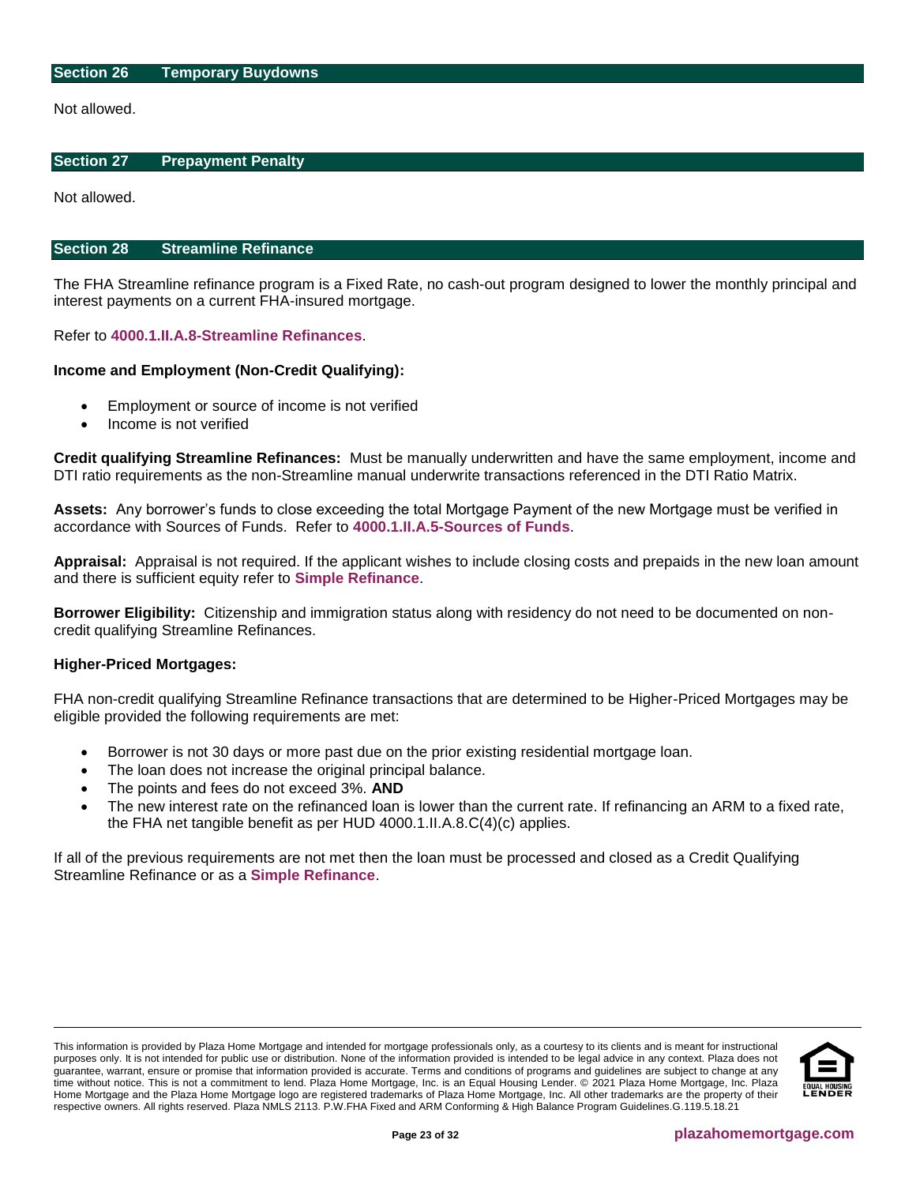## Section 26 Temporary Buydowns

Not allowed.

## Section 27 Prepayment Penalty

Not allowed.

## Section 28 Streamline Refinance

The FHA Streamline refinance program is a Fixed Rate, no cash-out program designed to lower the monthly principal and interest payments on a current FHA-insured mortgage.

Refer to **4000.1.II.A.8-Streamline Refinances**.

**Income and Employment (Non-Credit Qualifying):**

- Employment or source of income is not verified
- Income is not verified

**Credit qualifying Streamline Refinances:** Must be manually underwritten and have the same employment, income and DTI ratio requirements as the non-Streamline manual underwrite transactions referenced in the DTI Ratio Matrix.

**Assets:** Any borrower's funds to close exceeding the total Mortgage Payment of the new Mortgage must be verified in accordance with Sources of Funds. Refer to **4000.1.II.A.5-Sources of Funds**.

**Appraisal:** Appraisal is not required. If the applicant wishes to include closing costs and prepaids in the new loan amount and there is sufficient equity refer to **Simple Refinance**.

**Borrower Eligibility:** Citizenship and immigration status along with residency do not need to be documented on non-credit qualifying Streamline Refinances.

**Higher-Priced Mortgages:**

FHA non-credit qualifying Streamline Refinance transactions that are determined to be Higher-Priced Mortgages may be eligible provided the following requirements are met:

- Borrower is not 30 days or more past due on the prior existing residential mortgage loan.
- The loan does not increase the original principal balance.
- The points and fees do not exceed 3%. **AND**
- The new interest rate on the refinanced loan is lower than the current rate. If refinancing an ARM to a fixed rate, the FHA net tangible benefit as per HUD 4000.1.II.A.8.C(4)(c) applies.

If all of the previous requirements are not met then the loan must be processed and closed as a Credit Qualifying Streamline Refinance or as a **Simple Refinance**.

This information is provided by Plaza Home Mortgage and intended for mortgage professionals only, as a courtesy to its clients and is meant for instructional purposes only. It is not intended for public use or distribution. None of the information provided is intended to be legal advice in any context. Plaza does not guarantee, warrant, ensure or promise that information provided is accurate. Terms and conditions of programs and guidelines are subject to change at any time without notice. This is not a commitment to lend. Plaza Home Mortgage, Inc. is an Equal Housing Lender. © 2021 Plaza Home Mortgage, Inc. Plaza Home Mortgage and the Plaza Home Mortgage logo are registered trademarks of Plaza Home Mortgage, Inc. All other trademarks are the property of their respective owners. All rights reserved. Plaza NMLS 2113. P.W.FHA Fixed and ARM Conforming & High Balance Program Guidelines.G.119.5.18.21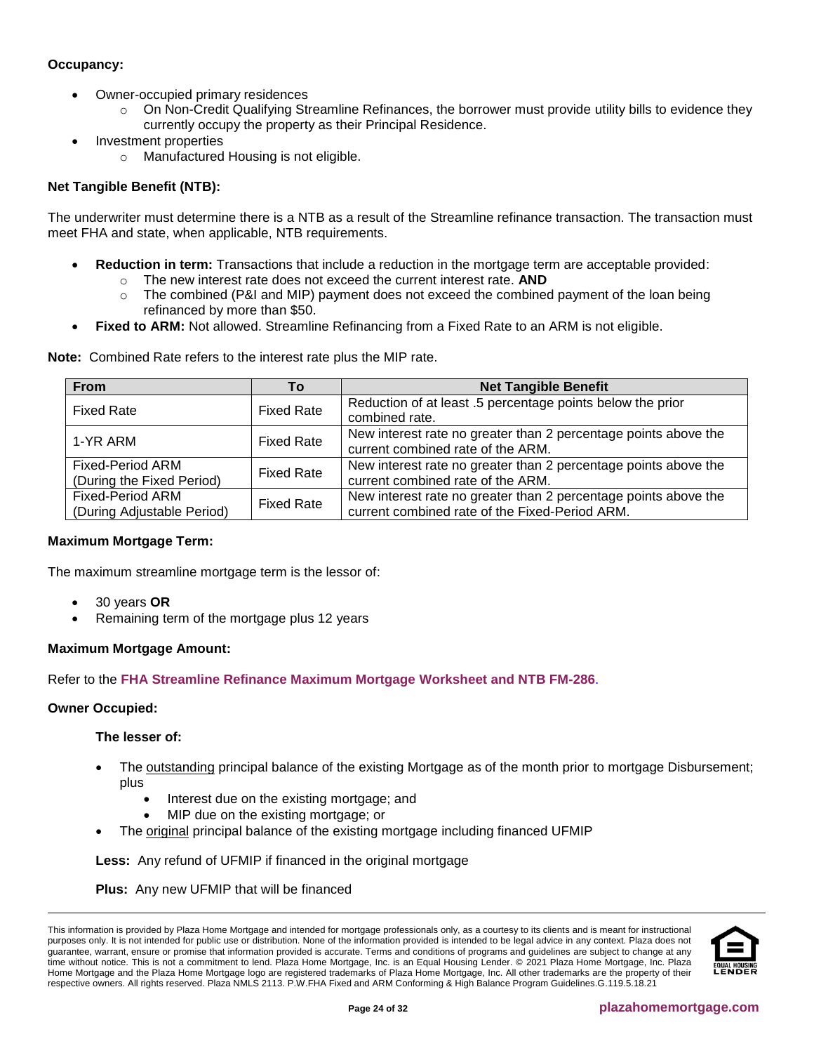**Occupancy:**

- Owner-occupied primary residences
  - On Non-Credit Qualifying Streamline Refinances, the borrower must provide utility bills to evidence they currently occupy the property as their Principal Residence.
- Investment properties
  - Manufactured Housing is not eligible.

**Net Tangible Benefit (NTB):**

The underwriter must determine there is a NTB as a result of the Streamline refinance transaction. The transaction must meet FHA and state, when applicable, NTB requirements.

- **Reduction in term:** Transactions that include a reduction in the mortgage term are acceptable provided:
  - The new interest rate does not exceed the current interest rate. **AND**
  - The combined (P&I and MIP) payment does not exceed the combined payment of the loan being refinanced by more than $50.
- **Fixed to ARM:** Not allowed. Streamline Refinancing from a Fixed Rate to an ARM is not eligible.

**Note:** Combined Rate refers to the interest rate plus the MIP rate.

| From | To | Net Tangible Benefit |
|---|---|---|
| Fixed Rate | Fixed Rate | Reduction of at least .5 percentage points below the prior combined rate. |
| 1-YR ARM | Fixed Rate | New interest rate no greater than 2 percentage points above the current combined rate of the ARM. |
| Fixed-Period ARM (During the Fixed Period) | Fixed Rate | New interest rate no greater than 2 percentage points above the current combined rate of the ARM. |
| Fixed-Period ARM (During Adjustable Period) | Fixed Rate | New interest rate no greater than 2 percentage points above the current combined rate of the Fixed-Period ARM. |

**Maximum Mortgage Term:**

The maximum streamline mortgage term is the lessor of:

- 30 years **OR**
- Remaining term of the mortgage plus 12 years

**Maximum Mortgage Amount:**

Refer to the **FHA Streamline Refinance Maximum Mortgage Worksheet and NTB FM-286**.

**Owner Occupied:**

**The lesser of:**

- The outstanding principal balance of the existing Mortgage as of the month prior to mortgage Disbursement; plus
  - Interest due on the existing mortgage; and
  - MIP due on the existing mortgage; or
- The original principal balance of the existing mortgage including financed UFMIP

**Less:** Any refund of UFMIP if financed in the original mortgage

**Plus:** Any new UFMIP that will be financed

This information is provided by Plaza Home Mortgage and intended for mortgage professionals only, as a courtesy to its clients and is meant for instructional purposes only. It is not intended for public use or distribution. None of the information provided is intended to be legal advice in any context. Plaza does not guarantee, warrant, ensure or promise that information provided is accurate. Terms and conditions of programs and guidelines are subject to change at any time without notice. This is not a commitment to lend. Plaza Home Mortgage, Inc. is an Equal Housing Lender. © 2021 Plaza Home Mortgage, Inc. Plaza Home Mortgage and the Plaza Home Mortgage logo are registered trademarks of Plaza Home Mortgage, Inc. All other trademarks are the property of their respective owners. All rights reserved. Plaza NMLS 2113. P.W.FHA Fixed and ARM Conforming & High Balance Program Guidelines.G.119.5.18.21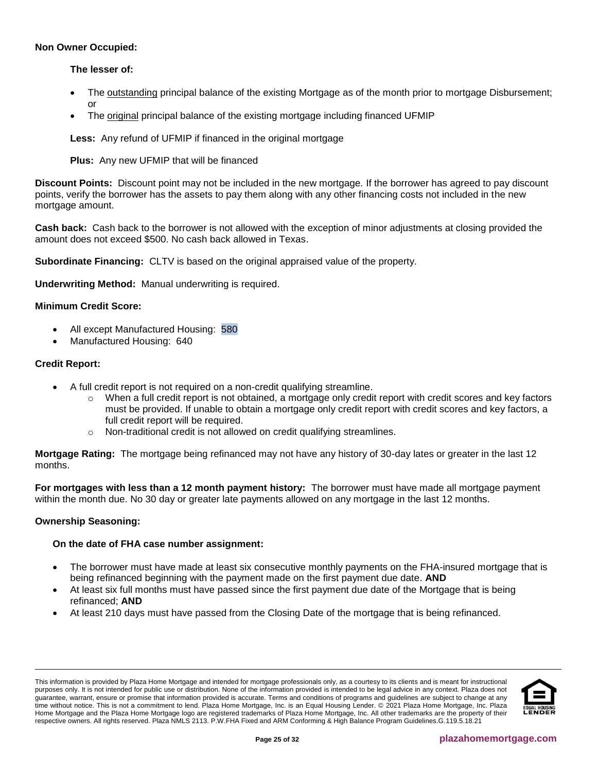**Non Owner Occupied:**

**The lesser of:**

- The outstanding principal balance of the existing Mortgage as of the month prior to mortgage Disbursement; or
- The original principal balance of the existing mortgage including financed UFMIP

**Less:** Any refund of UFMIP if financed in the original mortgage

**Plus:** Any new UFMIP that will be financed

**Discount Points:** Discount point may not be included in the new mortgage. If the borrower has agreed to pay discount points, verify the borrower has the assets to pay them along with any other financing costs not included in the new mortgage amount.

**Cash back:** Cash back to the borrower is not allowed with the exception of minor adjustments at closing provided the amount does not exceed $500. No cash back allowed in Texas.

**Subordinate Financing:** CLTV is based on the original appraised value of the property.

**Underwriting Method:** Manual underwriting is required.

**Minimum Credit Score:**

- All except Manufactured Housing: 580
- Manufactured Housing: 640

**Credit Report:**

- A full credit report is not required on a non-credit qualifying streamline.
  - When a full credit report is not obtained, a mortgage only credit report with credit scores and key factors must be provided. If unable to obtain a mortgage only credit report with credit scores and key factors, a full credit report will be required.
  - Non-traditional credit is not allowed on credit qualifying streamlines.

**Mortgage Rating:** The mortgage being refinanced may not have any history of 30-day lates or greater in the last 12 months.

**For mortgages with less than a 12 month payment history:** The borrower must have made all mortgage payment within the month due. No 30 day or greater late payments allowed on any mortgage in the last 12 months.

**Ownership Seasoning:**

**On the date of FHA case number assignment:**

- The borrower must have made at least six consecutive monthly payments on the FHA-insured mortgage that is being refinanced beginning with the payment made on the first payment due date. **AND**
- At least six full months must have passed since the first payment due date of the Mortgage that is being refinanced; **AND**
- At least 210 days must have passed from the Closing Date of the mortgage that is being refinanced.

This information is provided by Plaza Home Mortgage and intended for mortgage professionals only, as a courtesy to its clients and is meant for instructional purposes only. It is not intended for public use or distribution. None of the information provided is intended to be legal advice in any context. Plaza does not guarantee, warrant, ensure or promise that information provided is accurate. Terms and conditions of programs and guidelines are subject to change at any time without notice. This is not a commitment to lend. Plaza Home Mortgage, Inc. is an Equal Housing Lender. © 2021 Plaza Home Mortgage, Inc. Plaza Home Mortgage and the Plaza Home Mortgage logo are registered trademarks of Plaza Home Mortgage, Inc. All other trademarks are the property of their respective owners. All rights reserved. Plaza NMLS 2113. P.W.FHA Fixed and ARM Conforming & High Balance Program Guidelines.G.119.5.18.21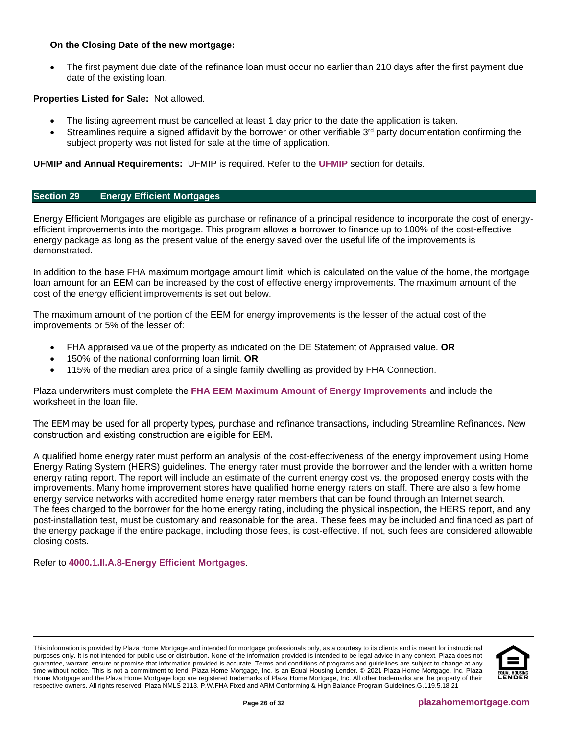**On the Closing Date of the new mortgage:**

- The first payment due date of the refinance loan must occur no earlier than 210 days after the first payment due date of the existing loan.

**Properties Listed for Sale:** Not allowed.

- The listing agreement must be cancelled at least 1 day prior to the date the application is taken.
- Streamlines require a signed affidavit by the borrower or other verifiable 3rd party documentation confirming the subject property was not listed for sale at the time of application.

**UFMIP and Annual Requirements:** UFMIP is required. Refer to the **UFMIP** section for details.

## Section 29 Energy Efficient Mortgages

Energy Efficient Mortgages are eligible as purchase or refinance of a principal residence to incorporate the cost of energy-efficient improvements into the mortgage. This program allows a borrower to finance up to 100% of the cost-effective energy package as long as the present value of the energy saved over the useful life of the improvements is demonstrated.

In addition to the base FHA maximum mortgage amount limit, which is calculated on the value of the home, the mortgage loan amount for an EEM can be increased by the cost of effective energy improvements. The maximum amount of the cost of the energy efficient improvements is set out below.

The maximum amount of the portion of the EEM for energy improvements is the lesser of the actual cost of the improvements or 5% of the lesser of:

- FHA appraised value of the property as indicated on the DE Statement of Appraised value. **OR**
- 150% of the national conforming loan limit. **OR**
- 115% of the median area price of a single family dwelling as provided by FHA Connection.

Plaza underwriters must complete the **FHA EEM Maximum Amount of Energy Improvements** and include the worksheet in the loan file.

The EEM may be used for all property types, purchase and refinance transactions, including Streamline Refinances. New construction and existing construction are eligible for EEM.

A qualified home energy rater must perform an analysis of the cost-effectiveness of the energy improvement using Home Energy Rating System (HERS) guidelines. The energy rater must provide the borrower and the lender with a written home energy rating report. The report will include an estimate of the current energy cost vs. the proposed energy costs with the improvements. Many home improvement stores have qualified home energy raters on staff. There are also a few home energy service networks with accredited home energy rater members that can be found through an Internet search. The fees charged to the borrower for the home energy rating, including the physical inspection, the HERS report, and any post-installation test, must be customary and reasonable for the area. These fees may be included and financed as part of the energy package if the entire package, including those fees, is cost-effective. If not, such fees are considered allowable closing costs.

Refer to **4000.1.II.A.8-Energy Efficient Mortgages**.

This information is provided by Plaza Home Mortgage and intended for mortgage professionals only, as a courtesy to its clients and is meant for instructional purposes only. It is not intended for public use or distribution. None of the information provided is intended to be legal advice in any context. Plaza does not guarantee, warrant, ensure or promise that information provided is accurate. Terms and conditions of programs and guidelines are subject to change at any time without notice. This is not a commitment to lend. Plaza Home Mortgage, Inc. is an Equal Housing Lender. © 2021 Plaza Home Mortgage, Inc. Plaza Home Mortgage and the Plaza Home Mortgage logo are registered trademarks of Plaza Home Mortgage, Inc. All other trademarks are the property of their respective owners. All rights reserved. Plaza NMLS 2113. P.W.FHA Fixed and ARM Conforming & High Balance Program Guidelines.G.119.5.18.21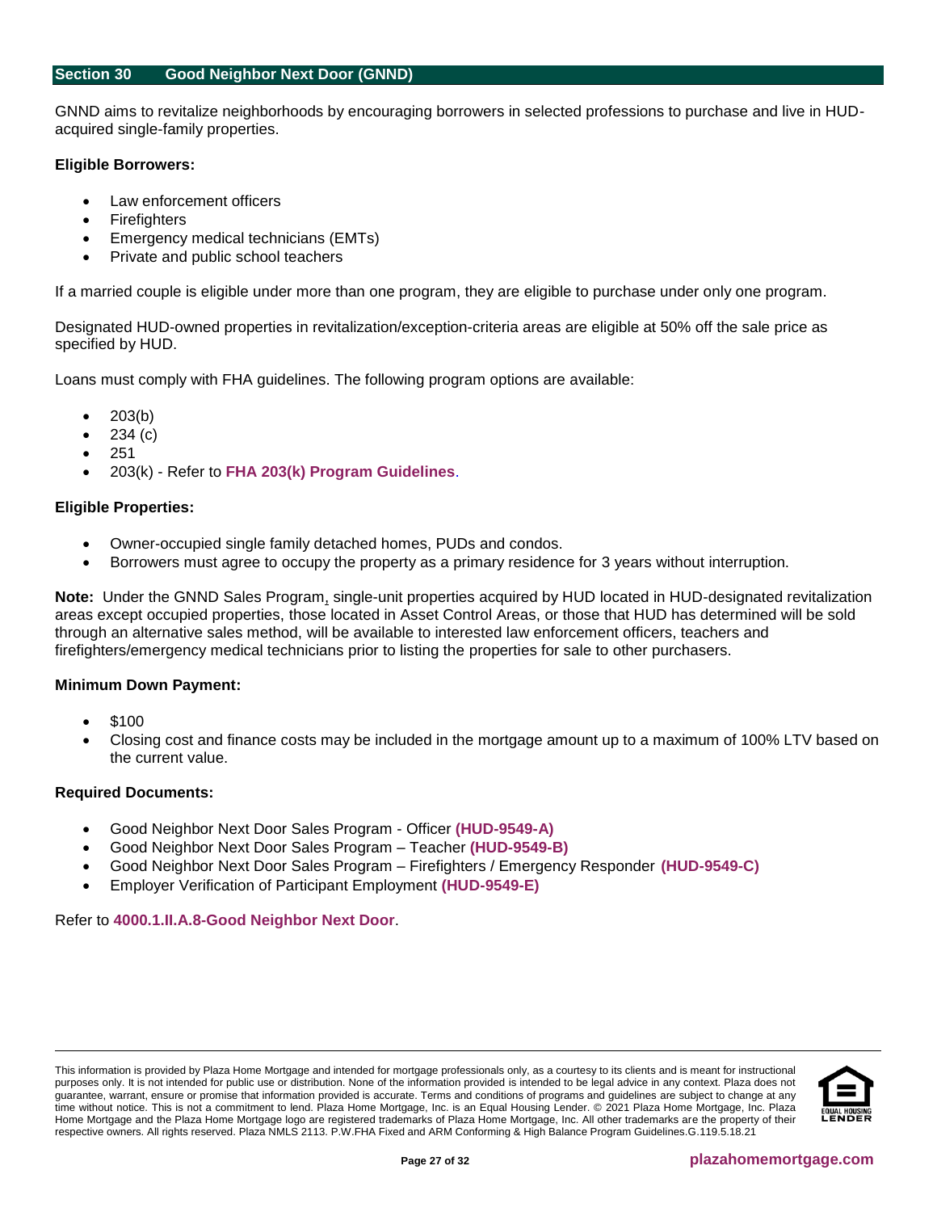## Section 30 Good Neighbor Next Door (GNND)

GNND aims to revitalize neighborhoods by encouraging borrowers in selected professions to purchase and live in HUD-acquired single-family properties.

**Eligible Borrowers:**

- Law enforcement officers
- Firefighters
- Emergency medical technicians (EMTs)
- Private and public school teachers

If a married couple is eligible under more than one program, they are eligible to purchase under only one program.

Designated HUD-owned properties in revitalization/exception-criteria areas are eligible at 50% off the sale price as specified by HUD.

Loans must comply with FHA guidelines. The following program options are available:

- 203(b)
- 234 (c)
- 251
- 203(k) - Refer to **FHA 203(k) Program Guidelines**.

**Eligible Properties:**

- Owner-occupied single family detached homes, PUDs and condos.
- Borrowers must agree to occupy the property as a primary residence for 3 years without interruption.

**Note:** Under the GNND Sales Program, single-unit properties acquired by HUD located in HUD-designated revitalization areas except occupied properties, those located in Asset Control Areas, or those that HUD has determined will be sold through an alternative sales method, will be available to interested law enforcement officers, teachers and firefighters/emergency medical technicians prior to listing the properties for sale to other purchasers.

**Minimum Down Payment:**

- $100
- Closing cost and finance costs may be included in the mortgage amount up to a maximum of 100% LTV based on the current value.

**Required Documents:**

- Good Neighbor Next Door Sales Program - Officer **(HUD-9549-A)**
- Good Neighbor Next Door Sales Program – Teacher **(HUD-9549-B)**
- Good Neighbor Next Door Sales Program – Firefighters / Emergency Responder **(HUD-9549-C)**
- Employer Verification of Participant Employment **(HUD-9549-E)**

Refer to **4000.1.II.A.8-Good Neighbor Next Door**.

This information is provided by Plaza Home Mortgage and intended for mortgage professionals only, as a courtesy to its clients and is meant for instructional purposes only. It is not intended for public use or distribution. None of the information provided is intended to be legal advice in any context. Plaza does not guarantee, warrant, ensure or promise that information provided is accurate. Terms and conditions of programs and guidelines are subject to change at any time without notice. This is not a commitment to lend. Plaza Home Mortgage, Inc. is an Equal Housing Lender. © 2021 Plaza Home Mortgage, Inc. Plaza Home Mortgage and the Plaza Home Mortgage logo are registered trademarks of Plaza Home Mortgage, Inc. All other trademarks are the property of their respective owners. All rights reserved. Plaza NMLS 2113. P.W.FHA Fixed and ARM Conforming & High Balance Program Guidelines.G.119.5.18.21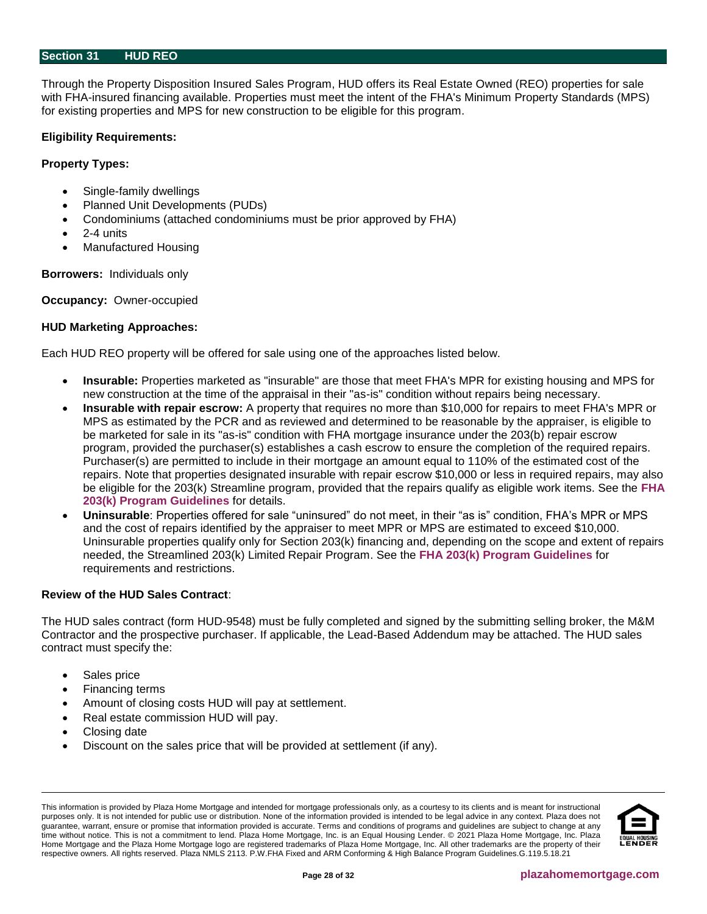## Section 31 HUD REO

Through the Property Disposition Insured Sales Program, HUD offers its Real Estate Owned (REO) properties for sale with FHA-insured financing available. Properties must meet the intent of the FHA's Minimum Property Standards (MPS) for existing properties and MPS for new construction to be eligible for this program.

**Eligibility Requirements:**

**Property Types:**

- Single-family dwellings
- Planned Unit Developments (PUDs)
- Condominiums (attached condominiums must be prior approved by FHA)
- 2-4 units
- Manufactured Housing

**Borrowers:** Individuals only

**Occupancy:** Owner-occupied

**HUD Marketing Approaches:**

Each HUD REO property will be offered for sale using one of the approaches listed below.

- **Insurable:** Properties marketed as "insurable" are those that meet FHA's MPR for existing housing and MPS for new construction at the time of the appraisal in their "as-is" condition without repairs being necessary.
- **Insurable with repair escrow:** A property that requires no more than $10,000 for repairs to meet FHA's MPR or MPS as estimated by the PCR and as reviewed and determined to be reasonable by the appraiser, is eligible to be marketed for sale in its "as-is" condition with FHA mortgage insurance under the 203(b) repair escrow program, provided the purchaser(s) establishes a cash escrow to ensure the completion of the required repairs. Purchaser(s) are permitted to include in their mortgage an amount equal to 110% of the estimated cost of the repairs. Note that properties designated insurable with repair escrow $10,000 or less in required repairs, may also be eligible for the 203(k) Streamline program, provided that the repairs qualify as eligible work items. See the **FHA 203(k) Program Guidelines** for details.
- **Uninsurable**: Properties offered for sale "uninsured" do not meet, in their "as is" condition, FHA's MPR or MPS and the cost of repairs identified by the appraiser to meet MPR or MPS are estimated to exceed $10,000. Uninsurable properties qualify only for Section 203(k) financing and, depending on the scope and extent of repairs needed, the Streamlined 203(k) Limited Repair Program. See the **FHA 203(k) Program Guidelines** for requirements and restrictions.

**Review of the HUD Sales Contract**:

The HUD sales contract (form HUD-9548) must be fully completed and signed by the submitting selling broker, the M&M Contractor and the prospective purchaser. If applicable, the Lead-Based Addendum may be attached. The HUD sales contract must specify the:

- Sales price
- Financing terms
- Amount of closing costs HUD will pay at settlement.
- Real estate commission HUD will pay.
- Closing date
- Discount on the sales price that will be provided at settlement (if any).

This information is provided by Plaza Home Mortgage and intended for mortgage professionals only, as a courtesy to its clients and is meant for instructional purposes only. It is not intended for public use or distribution. None of the information provided is intended to be legal advice in any context. Plaza does not guarantee, warrant, ensure or promise that information provided is accurate. Terms and conditions of programs and guidelines are subject to change at any time without notice. This is not a commitment to lend. Plaza Home Mortgage, Inc. is an Equal Housing Lender. © 2021 Plaza Home Mortgage, Inc. Plaza Home Mortgage and the Plaza Home Mortgage logo are registered trademarks of Plaza Home Mortgage, Inc. All other trademarks are the property of their respective owners. All rights reserved. Plaza NMLS 2113. P.W.FHA Fixed and ARM Conforming & High Balance Program Guidelines.G.119.5.18.21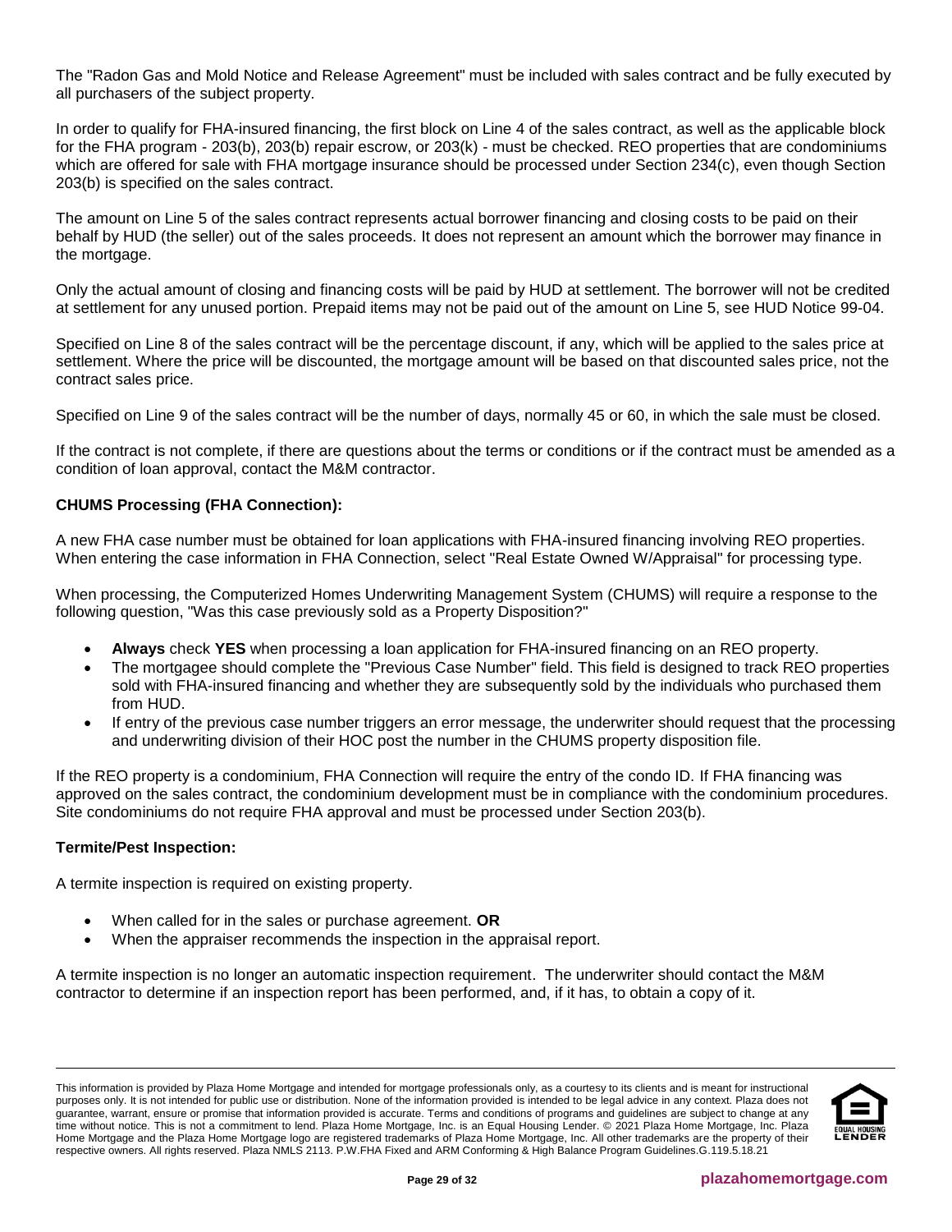The "Radon Gas and Mold Notice and Release Agreement" must be included with sales contract and be fully executed by all purchasers of the subject property.

In order to qualify for FHA-insured financing, the first block on Line 4 of the sales contract, as well as the applicable block for the FHA program - 203(b), 203(b) repair escrow, or 203(k) - must be checked. REO properties that are condominiums which are offered for sale with FHA mortgage insurance should be processed under Section 234(c), even though Section 203(b) is specified on the sales contract.

The amount on Line 5 of the sales contract represents actual borrower financing and closing costs to be paid on their behalf by HUD (the seller) out of the sales proceeds. It does not represent an amount which the borrower may finance in the mortgage.

Only the actual amount of closing and financing costs will be paid by HUD at settlement. The borrower will not be credited at settlement for any unused portion. Prepaid items may not be paid out of the amount on Line 5, see HUD Notice 99-04.

Specified on Line 8 of the sales contract will be the percentage discount, if any, which will be applied to the sales price at settlement. Where the price will be discounted, the mortgage amount will be based on that discounted sales price, not the contract sales price.

Specified on Line 9 of the sales contract will be the number of days, normally 45 or 60, in which the sale must be closed.

If the contract is not complete, if there are questions about the terms or conditions or if the contract must be amended as a condition of loan approval, contact the M&M contractor.

**CHUMS Processing (FHA Connection):**

A new FHA case number must be obtained for loan applications with FHA-insured financing involving REO properties. When entering the case information in FHA Connection, select "Real Estate Owned W/Appraisal" for processing type.

When processing, the Computerized Homes Underwriting Management System (CHUMS) will require a response to the following question, "Was this case previously sold as a Property Disposition?"

- **Always** check **YES** when processing a loan application for FHA-insured financing on an REO property.
- The mortgagee should complete the "Previous Case Number" field. This field is designed to track REO properties sold with FHA-insured financing and whether they are subsequently sold by the individuals who purchased them from HUD.
- If entry of the previous case number triggers an error message, the underwriter should request that the processing and underwriting division of their HOC post the number in the CHUMS property disposition file.

If the REO property is a condominium, FHA Connection will require the entry of the condo ID. If FHA financing was approved on the sales contract, the condominium development must be in compliance with the condominium procedures. Site condominiums do not require FHA approval and must be processed under Section 203(b).

**Termite/Pest Inspection:**

A termite inspection is required on existing property.

- When called for in the sales or purchase agreement. **OR**
- When the appraiser recommends the inspection in the appraisal report.

A termite inspection is no longer an automatic inspection requirement. The underwriter should contact the M&M contractor to determine if an inspection report has been performed, and, if it has, to obtain a copy of it.

This information is provided by Plaza Home Mortgage and intended for mortgage professionals only, as a courtesy to its clients and is meant for instructional purposes only. It is not intended for public use or distribution. None of the information provided is intended to be legal advice in any context. Plaza does not guarantee, warrant, ensure or promise that information provided is accurate. Terms and conditions of programs and guidelines are subject to change at any time without notice. This is not a commitment to lend. Plaza Home Mortgage, Inc. is an Equal Housing Lender. © 2021 Plaza Home Mortgage, Inc. Plaza Home Mortgage and the Plaza Home Mortgage logo are registered trademarks of Plaza Home Mortgage, Inc. All other trademarks are the property of their respective owners. All rights reserved. Plaza NMLS 2113. P.W.FHA Fixed and ARM Conforming & High Balance Program Guidelines.G.119.5.18.21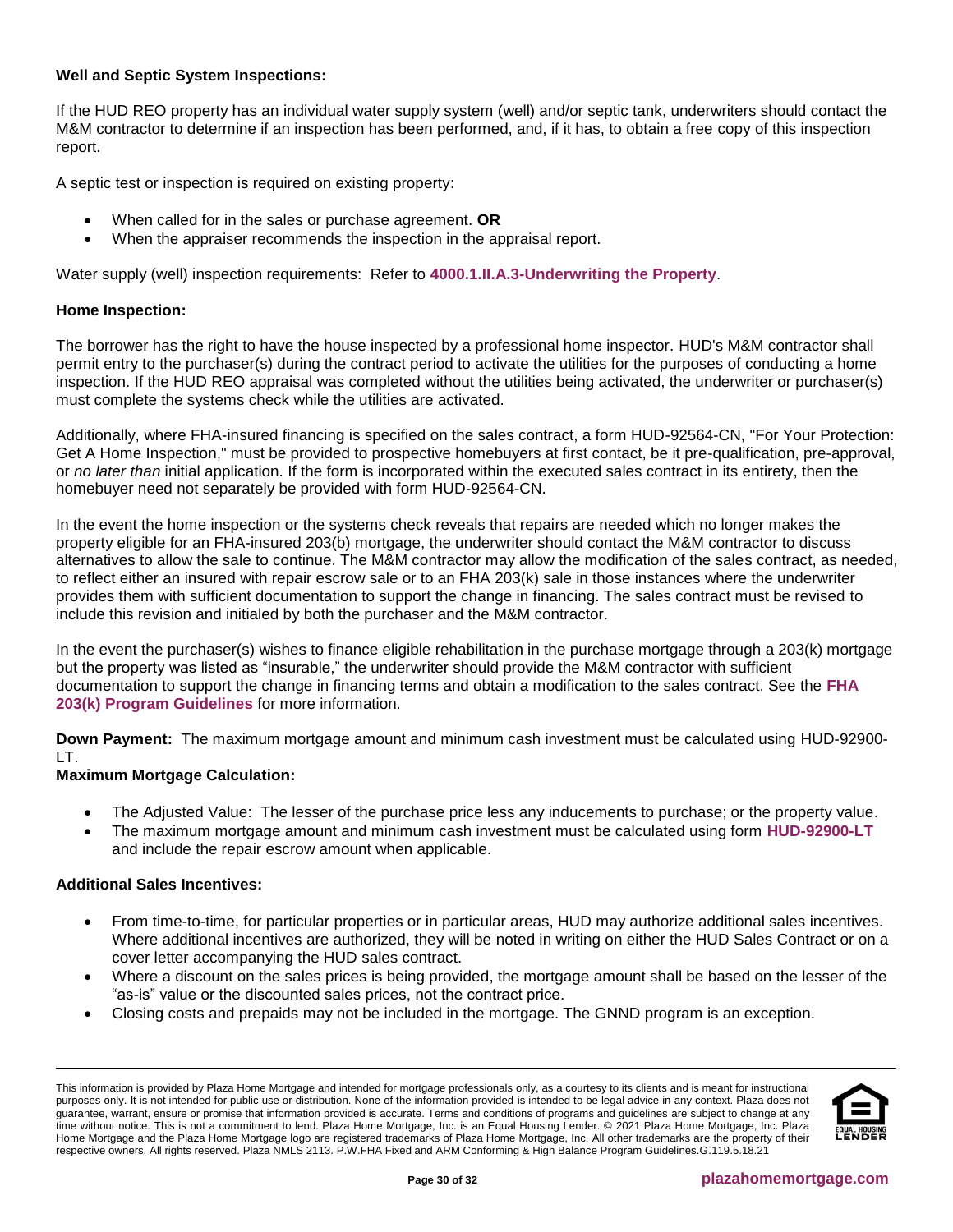**Well and Septic System Inspections:**

If the HUD REO property has an individual water supply system (well) and/or septic tank, underwriters should contact the M&M contractor to determine if an inspection has been performed, and, if it has, to obtain a free copy of this inspection report.

A septic test or inspection is required on existing property:

- When called for in the sales or purchase agreement. **OR**
- When the appraiser recommends the inspection in the appraisal report.

Water supply (well) inspection requirements: Refer to **4000.1.II.A.3-Underwriting the Property**.

**Home Inspection:**

The borrower has the right to have the house inspected by a professional home inspector. HUD's M&M contractor shall permit entry to the purchaser(s) during the contract period to activate the utilities for the purposes of conducting a home inspection. If the HUD REO appraisal was completed without the utilities being activated, the underwriter or purchaser(s) must complete the systems check while the utilities are activated.

Additionally, where FHA-insured financing is specified on the sales contract, a form HUD-92564-CN, "For Your Protection: Get A Home Inspection," must be provided to prospective homebuyers at first contact, be it pre-qualification, pre-approval, or *no later than* initial application. If the form is incorporated within the executed sales contract in its entirety, then the homebuyer need not separately be provided with form HUD-92564-CN.

In the event the home inspection or the systems check reveals that repairs are needed which no longer makes the property eligible for an FHA-insured 203(b) mortgage, the underwriter should contact the M&M contractor to discuss alternatives to allow the sale to continue. The M&M contractor may allow the modification of the sales contract, as needed, to reflect either an insured with repair escrow sale or to an FHA 203(k) sale in those instances where the underwriter provides them with sufficient documentation to support the change in financing. The sales contract must be revised to include this revision and initialed by both the purchaser and the M&M contractor.

In the event the purchaser(s) wishes to finance eligible rehabilitation in the purchase mortgage through a 203(k) mortgage but the property was listed as "insurable," the underwriter should provide the M&M contractor with sufficient documentation to support the change in financing terms and obtain a modification to the sales contract. See the **FHA 203(k) Program Guidelines** for more information.

**Down Payment:** The maximum mortgage amount and minimum cash investment must be calculated using HUD-92900-LT.

**Maximum Mortgage Calculation:**

- The Adjusted Value: The lesser of the purchase price less any inducements to purchase; or the property value.
- The maximum mortgage amount and minimum cash investment must be calculated using form **HUD-92900-LT** and include the repair escrow amount when applicable.

**Additional Sales Incentives:**

- From time-to-time, for particular properties or in particular areas, HUD may authorize additional sales incentives. Where additional incentives are authorized, they will be noted in writing on either the HUD Sales Contract or on a cover letter accompanying the HUD sales contract.
- Where a discount on the sales prices is being provided, the mortgage amount shall be based on the lesser of the "as-is" value or the discounted sales prices, not the contract price.
- Closing costs and prepaids may not be included in the mortgage. The GNND program is an exception.

This information is provided by Plaza Home Mortgage and intended for mortgage professionals only, as a courtesy to its clients and is meant for instructional purposes only. It is not intended for public use or distribution. None of the information provided is intended to be legal advice in any context. Plaza does not guarantee, warrant, ensure or promise that information provided is accurate. Terms and conditions of programs and guidelines are subject to change at any time without notice. This is not a commitment to lend. Plaza Home Mortgage, Inc. is an Equal Housing Lender. © 2021 Plaza Home Mortgage, Inc. Plaza Home Mortgage and the Plaza Home Mortgage logo are registered trademarks of Plaza Home Mortgage, Inc. All other trademarks are the property of their respective owners. All rights reserved. Plaza NMLS 2113. P.W.FHA Fixed and ARM Conforming & High Balance Program Guidelines.G.119.5.18.21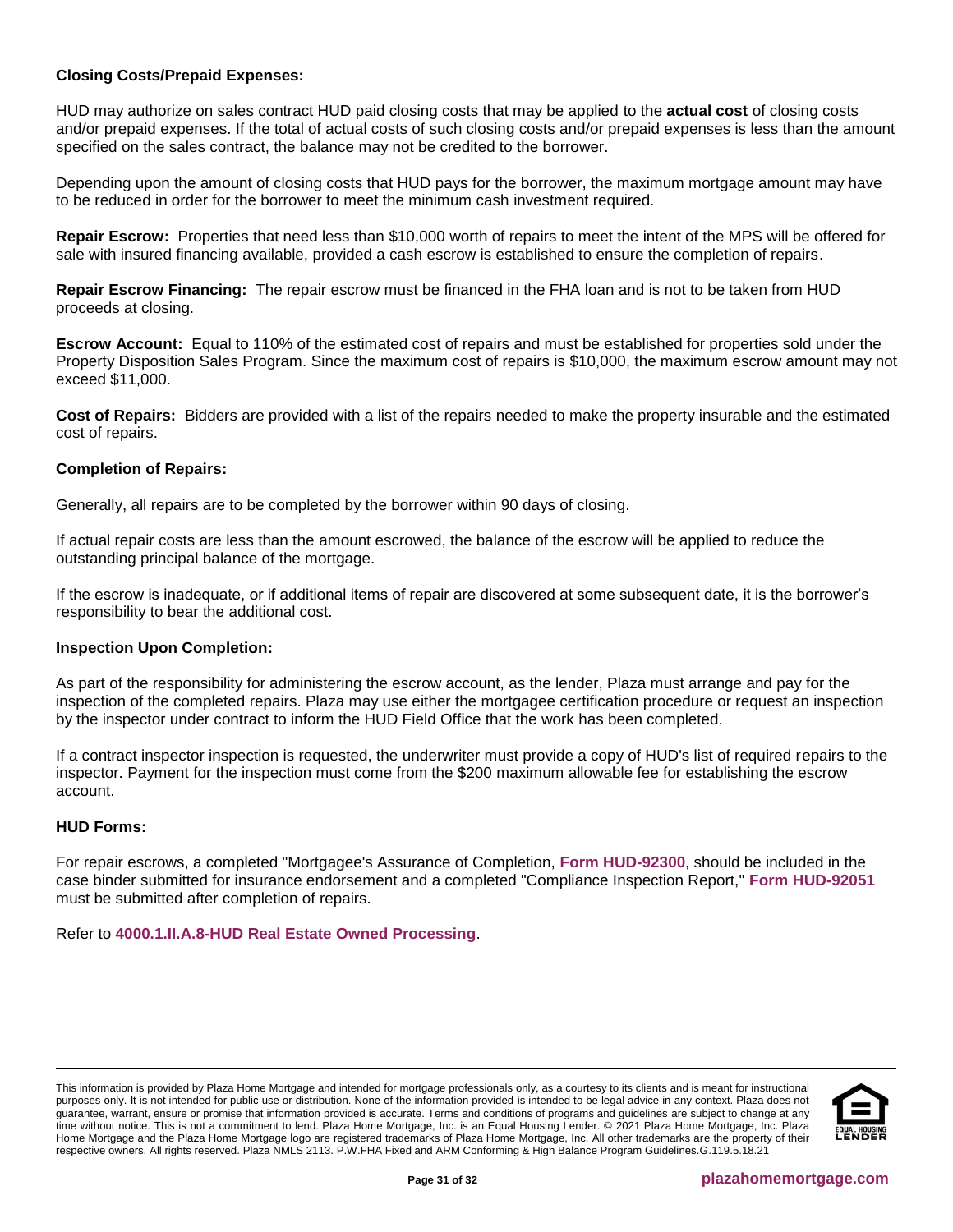**Closing Costs/Prepaid Expenses:**

HUD may authorize on sales contract HUD paid closing costs that may be applied to the **actual cost** of closing costs and/or prepaid expenses. If the total of actual costs of such closing costs and/or prepaid expenses is less than the amount specified on the sales contract, the balance may not be credited to the borrower.

Depending upon the amount of closing costs that HUD pays for the borrower, the maximum mortgage amount may have to be reduced in order for the borrower to meet the minimum cash investment required.

**Repair Escrow:** Properties that need less than $10,000 worth of repairs to meet the intent of the MPS will be offered for sale with insured financing available, provided a cash escrow is established to ensure the completion of repairs.

**Repair Escrow Financing:** The repair escrow must be financed in the FHA loan and is not to be taken from HUD proceeds at closing.

**Escrow Account:** Equal to 110% of the estimated cost of repairs and must be established for properties sold under the Property Disposition Sales Program. Since the maximum cost of repairs is $10,000, the maximum escrow amount may not exceed $11,000.

**Cost of Repairs:** Bidders are provided with a list of the repairs needed to make the property insurable and the estimated cost of repairs.

**Completion of Repairs:**

Generally, all repairs are to be completed by the borrower within 90 days of closing.

If actual repair costs are less than the amount escrowed, the balance of the escrow will be applied to reduce the outstanding principal balance of the mortgage.

If the escrow is inadequate, or if additional items of repair are discovered at some subsequent date, it is the borrower's responsibility to bear the additional cost.

**Inspection Upon Completion:**

As part of the responsibility for administering the escrow account, as the lender, Plaza must arrange and pay for the inspection of the completed repairs. Plaza may use either the mortgagee certification procedure or request an inspection by the inspector under contract to inform the HUD Field Office that the work has been completed.

If a contract inspector inspection is requested, the underwriter must provide a copy of HUD's list of required repairs to the inspector. Payment for the inspection must come from the $200 maximum allowable fee for establishing the escrow account.

**HUD Forms:**

For repair escrows, a completed "Mortgagee's Assurance of Completion, **Form HUD-92300**, should be included in the case binder submitted for insurance endorsement and a completed "Compliance Inspection Report," **Form HUD-92051** must be submitted after completion of repairs.

Refer to **4000.1.II.A.8-HUD Real Estate Owned Processing**.

This information is provided by Plaza Home Mortgage and intended for mortgage professionals only, as a courtesy to its clients and is meant for instructional purposes only. It is not intended for public use or distribution. None of the information provided is intended to be legal advice in any context. Plaza does not guarantee, warrant, ensure or promise that information provided is accurate. Terms and conditions of programs and guidelines are subject to change at any time without notice. This is not a commitment to lend. Plaza Home Mortgage, Inc. is an Equal Housing Lender. © 2021 Plaza Home Mortgage, Inc. Plaza Home Mortgage and the Plaza Home Mortgage logo are registered trademarks of Plaza Home Mortgage, Inc. All other trademarks are the property of their respective owners. All rights reserved. Plaza NMLS 2113. P.W.FHA Fixed and ARM Conforming & High Balance Program Guidelines.G.119.5.18.21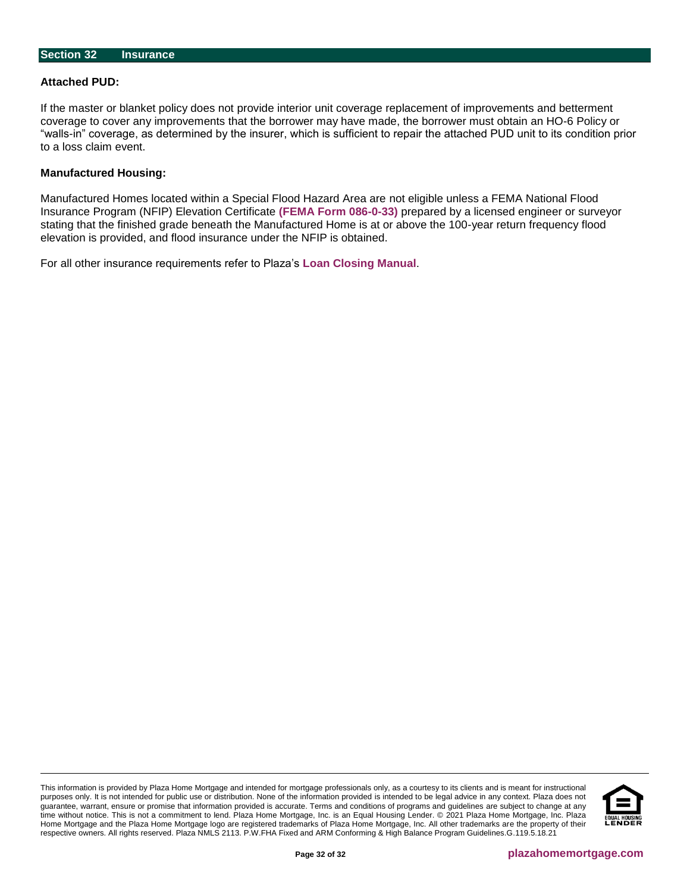## Section 32 Insurance

**Attached PUD:**

If the master or blanket policy does not provide interior unit coverage replacement of improvements and betterment coverage to cover any improvements that the borrower may have made, the borrower must obtain an HO-6 Policy or "walls-in" coverage, as determined by the insurer, which is sufficient to repair the attached PUD unit to its condition prior to a loss claim event.

**Manufactured Housing:**

Manufactured Homes located within a Special Flood Hazard Area are not eligible unless a FEMA National Flood Insurance Program (NFIP) Elevation Certificate **(FEMA Form 086-0-33)** prepared by a licensed engineer or surveyor stating that the finished grade beneath the Manufactured Home is at or above the 100-year return frequency flood elevation is provided, and flood insurance under the NFIP is obtained.

For all other insurance requirements refer to Plaza's **Loan Closing Manual**.

This information is provided by Plaza Home Mortgage and intended for mortgage professionals only, as a courtesy to its clients and is meant for instructional purposes only. It is not intended for public use or distribution. None of the information provided is intended to be legal advice in any context. Plaza does not guarantee, warrant, ensure or promise that information provided is accurate. Terms and conditions of programs and guidelines are subject to change at any time without notice. This is not a commitment to lend. Plaza Home Mortgage, Inc. is an Equal Housing Lender. © 2021 Plaza Home Mortgage, Inc. Plaza Home Mortgage and the Plaza Home Mortgage logo are registered trademarks of Plaza Home Mortgage, Inc. All other trademarks are the property of their respective owners. All rights reserved. Plaza NMLS 2113. P.W.FHA Fixed and ARM Conforming & High Balance Program Guidelines.G.119.5.18.21